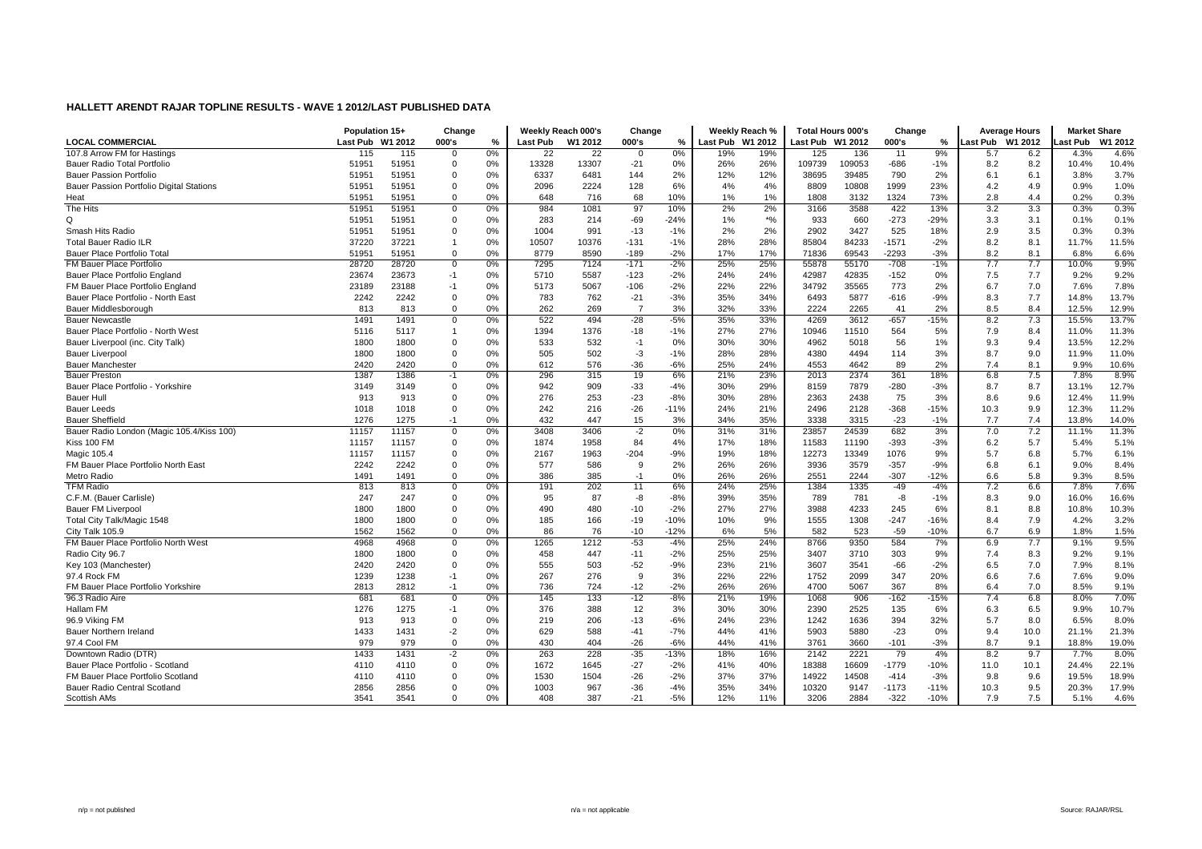# HALLETT ARENDT RAJAR TOPLINE RESULTS - WAVE 1 2012/LAST PUBLISHED DATA

| | Population 15+ | | Change | | Weekly Reach 000's | | Change | | Weekly Reach % | | Total Hours 000's | | Change | | Average Hours | | Market Share | |
|---|---|---|---|---|---|---|---|---|---|---|---|---|---|---|---|---|---|---|
| LOCAL COMMERCIAL | Last Pub | W1 2012 | 000's | % | Last Pub | W1 2012 | 000's | % | Last Pub | W1 2012 | Last Pub | W1 2012 | 000's | % | Last Pub | W1 2012 | Last Pub | W1 2012 |
| 107.8 Arrow FM for Hastings | 115 | 115 | 0 | 0% | 22 | 22 | 0 | 0% | 19% | 19% | 125 | 136 | 11 | 9% | 5.7 | 6.2 | 4.3% | 4.6% |
| Bauer Radio Total Portfolio | 51951 | 51951 | 0 | 0% | 13328 | 13307 | -21 | 0% | 26% | 26% | 109739 | 109053 | -686 | -1% | 8.2 | 8.2 | 10.4% | 10.4% |
| Bauer Passion Portfolio | 51951 | 51951 | 0 | 0% | 6337 | 6481 | 144 | 2% | 12% | 12% | 38695 | 39485 | 790 | 2% | 6.1 | 6.1 | 3.8% | 3.7% |
| Bauer Passion Portfolio Digital Stations | 51951 | 51951 | 0 | 0% | 2096 | 2224 | 128 | 6% | 4% | 4% | 8809 | 10808 | 1999 | 23% | 4.2 | 4.9 | 0.9% | 1.0% |
| Heat | 51951 | 51951 | 0 | 0% | 648 | 716 | 68 | 10% | 1% | 1% | 1808 | 3132 | 1324 | 73% | 2.8 | 4.4 | 0.2% | 0.3% |
| The Hits | 51951 | 51951 | 0 | 0% | 984 | 1081 | 97 | 10% | 2% | 2% | 3166 | 3588 | 422 | 13% | 3.2 | 3.3 | 0.3% | 0.3% |
| Q | 51951 | 51951 | 0 | 0% | 283 | 214 | -69 | -24% | 1% | *% | 933 | 660 | -273 | -29% | 3.3 | 3.1 | 0.1% | 0.1% |
| Smash Hits Radio | 51951 | 51951 | 0 | 0% | 1004 | 991 | -13 | -1% | 2% | 2% | 2902 | 3427 | 525 | 18% | 2.9 | 3.5 | 0.3% | 0.3% |
| Total Bauer Radio ILR | 37220 | 37221 | 1 | 0% | 10507 | 10376 | -131 | -1% | 28% | 28% | 85804 | 84233 | -1571 | -2% | 8.2 | 8.1 | 11.7% | 11.5% |
| Bauer Place Portfolio Total | 51951 | 51951 | 0 | 0% | 8779 | 8590 | -189 | -2% | 17% | 17% | 71836 | 69543 | -2293 | -3% | 8.2 | 8.1 | 6.8% | 6.6% |
| FM Bauer Place Portfolio | 28720 | 28720 | 0 | 0% | 7295 | 7124 | -171 | -2% | 25% | 25% | 55878 | 55170 | -708 | -1% | 7.7 | 7.7 | 10.0% | 9.9% |
| Bauer Place Portfolio England | 23674 | 23673 | -1 | 0% | 5710 | 5587 | -123 | -2% | 24% | 24% | 42987 | 42835 | -152 | 0% | 7.5 | 7.7 | 9.2% | 9.2% |
| FM Bauer Place Portfolio England | 23189 | 23188 | -1 | 0% | 5173 | 5067 | -106 | -2% | 22% | 22% | 34792 | 35565 | 773 | 2% | 6.7 | 7.0 | 7.6% | 7.8% |
| Bauer Place Portfolio - North East | 2242 | 2242 | 0 | 0% | 783 | 762 | -21 | -3% | 35% | 34% | 6493 | 5877 | -616 | -9% | 8.3 | 7.7 | 14.8% | 13.7% |
| Bauer Middlesborough | 813 | 813 | 0 | 0% | 262 | 269 | 7 | 3% | 32% | 33% | 2224 | 2265 | 41 | 2% | 8.5 | 8.4 | 12.5% | 12.9% |
| Bauer Newcastle | 1491 | 1491 | 0 | 0% | 522 | 494 | -28 | -5% | 35% | 33% | 4269 | 3612 | -657 | -15% | 8.2 | 7.3 | 15.5% | 13.7% |
| Bauer Place Portfolio - North West | 5116 | 5117 | 1 | 0% | 1394 | 1376 | -18 | -1% | 27% | 27% | 10946 | 11510 | 564 | 5% | 7.9 | 8.4 | 11.0% | 11.3% |
| Bauer Liverpool (inc. City Talk) | 1800 | 1800 | 0 | 0% | 533 | 532 | -1 | 0% | 30% | 30% | 4962 | 5018 | 56 | 1% | 9.3 | 9.4 | 13.5% | 12.2% |
| Bauer Liverpool | 1800 | 1800 | 0 | 0% | 505 | 502 | -3 | -1% | 28% | 28% | 4380 | 4494 | 114 | 3% | 8.7 | 9.0 | 11.9% | 11.0% |
| Bauer Manchester | 2420 | 2420 | 0 | 0% | 612 | 576 | -36 | -6% | 25% | 24% | 4553 | 4642 | 89 | 2% | 7.4 | 8.1 | 9.9% | 10.6% |
| Bauer Preston | 1387 | 1386 | -1 | 0% | 296 | 315 | 19 | 6% | 21% | 23% | 2013 | 2374 | 361 | 18% | 6.8 | 7.5 | 7.8% | 8.9% |
| Bauer Place Portfolio - Yorkshire | 3149 | 3149 | 0 | 0% | 942 | 909 | -33 | -4% | 30% | 29% | 8159 | 7879 | -280 | -3% | 8.7 | 8.7 | 13.1% | 12.7% |
| Bauer Hull | 913 | 913 | 0 | 0% | 276 | 253 | -23 | -8% | 30% | 28% | 2363 | 2438 | 75 | 3% | 8.6 | 9.6 | 12.4% | 11.9% |
| Bauer Leeds | 1018 | 1018 | 0 | 0% | 242 | 216 | -26 | -11% | 24% | 21% | 2496 | 2128 | -368 | -15% | 10.3 | 9.9 | 12.3% | 11.2% |
| Bauer Sheffield | 1276 | 1275 | -1 | 0% | 432 | 447 | 15 | 3% | 34% | 35% | 3338 | 3315 | -23 | -1% | 7.7 | 7.4 | 13.8% | 14.0% |
| Bauer Radio London (Magic 105.4/Kiss 100) | 11157 | 11157 | 0 | 0% | 3408 | 3406 | -2 | 0% | 31% | 31% | 23857 | 24539 | 682 | 3% | 7.0 | 7.2 | 11.1% | 11.3% |
| Kiss 100 FM | 11157 | 11157 | 0 | 0% | 1874 | 1958 | 84 | 4% | 17% | 18% | 11583 | 11190 | -393 | -3% | 6.2 | 5.7 | 5.4% | 5.1% |
| Magic 105.4 | 11157 | 11157 | 0 | 0% | 2167 | 1963 | -204 | -9% | 19% | 18% | 12273 | 13349 | 1076 | 9% | 5.7 | 6.8 | 5.7% | 6.1% |
| FM Bauer Place Portfolio North East | 2242 | 2242 | 0 | 0% | 577 | 586 | 9 | 2% | 26% | 26% | 3936 | 3579 | -357 | -9% | 6.8 | 6.1 | 9.0% | 8.4% |
| Metro Radio | 1491 | 1491 | 0 | 0% | 386 | 385 | -1 | 0% | 26% | 26% | 2551 | 2244 | -307 | -12% | 6.6 | 5.8 | 9.3% | 8.5% |
| TFM Radio | 813 | 813 | 0 | 0% | 191 | 202 | 11 | 6% | 24% | 25% | 1384 | 1335 | -49 | -4% | 7.2 | 6.6 | 7.8% | 7.6% |
| C.F.M. (Bauer Carlisle) | 247 | 247 | 0 | 0% | 95 | 87 | -8 | -8% | 39% | 35% | 789 | 781 | -8 | -1% | 8.3 | 9.0 | 16.0% | 16.6% |
| Bauer FM Liverpool | 1800 | 1800 | 0 | 0% | 490 | 480 | -10 | -2% | 27% | 27% | 3988 | 4233 | 245 | 6% | 8.1 | 8.8 | 10.8% | 10.3% |
| Total City Talk/Magic 1548 | 1800 | 1800 | 0 | 0% | 185 | 166 | -19 | -10% | 10% | 9% | 1555 | 1308 | -247 | -16% | 8.4 | 7.9 | 4.2% | 3.2% |
| City Talk 105.9 | 1562 | 1562 | 0 | 0% | 86 | 76 | -10 | -12% | 6% | 5% | 582 | 523 | -59 | -10% | 6.7 | 6.9 | 1.8% | 1.5% |
| FM Bauer Place Portfolio North West | 4968 | 4968 | 0 | 0% | 1265 | 1212 | -53 | -4% | 25% | 24% | 8766 | 9350 | 584 | 7% | 6.9 | 7.7 | 9.1% | 9.5% |
| Radio City 96.7 | 1800 | 1800 | 0 | 0% | 458 | 447 | -11 | -2% | 25% | 25% | 3407 | 3710 | 303 | 9% | 7.4 | 8.3 | 9.2% | 9.1% |
| Key 103 (Manchester) | 2420 | 2420 | 0 | 0% | 555 | 503 | -52 | -9% | 23% | 21% | 3607 | 3541 | -66 | -2% | 6.5 | 7.0 | 7.9% | 8.1% |
| 97.4 Rock FM | 1239 | 1238 | -1 | 0% | 267 | 276 | 9 | 3% | 22% | 22% | 1752 | 2099 | 347 | 20% | 6.6 | 7.6 | 7.6% | 9.0% |
| FM Bauer Place Portfolio Yorkshire | 2813 | 2812 | -1 | 0% | 736 | 724 | -12 | -2% | 26% | 26% | 4700 | 5067 | 367 | 8% | 6.4 | 7.0 | 8.5% | 9.1% |
| 96.3 Radio Aire | 681 | 681 | 0 | 0% | 145 | 133 | -12 | -8% | 21% | 19% | 1068 | 906 | -162 | -15% | 7.4 | 6.8 | 8.0% | 7.0% |
| Hallam FM | 1276 | 1275 | -1 | 0% | 376 | 388 | 12 | 3% | 30% | 30% | 2390 | 2525 | 135 | 6% | 6.3 | 6.5 | 9.9% | 10.7% |
| 96.9 Viking FM | 913 | 913 | 0 | 0% | 219 | 206 | -13 | -6% | 24% | 23% | 1242 | 1636 | 394 | 32% | 5.7 | 8.0 | 6.5% | 8.0% |
| Bauer Northern Ireland | 1433 | 1431 | -2 | 0% | 629 | 588 | -41 | -7% | 44% | 41% | 5903 | 5880 | -23 | 0% | 9.4 | 10.0 | 21.1% | 21.3% |
| 97.4 Cool FM | 979 | 979 | 0 | 0% | 430 | 404 | -26 | -6% | 44% | 41% | 3761 | 3660 | -101 | -3% | 8.7 | 9.1 | 18.8% | 19.0% |
| Downtown Radio (DTR) | 1433 | 1431 | -2 | 0% | 263 | 228 | -35 | -13% | 18% | 16% | 2142 | 2221 | 79 | 4% | 8.2 | 9.7 | 7.7% | 8.0% |
| Bauer Place Portfolio - Scotland | 4110 | 4110 | 0 | 0% | 1672 | 1645 | -27 | -2% | 41% | 40% | 18388 | 16609 | -1779 | -10% | 11.0 | 10.1 | 24.4% | 22.1% |
| FM Bauer Place Portfolio Scotland | 4110 | 4110 | 0 | 0% | 1530 | 1504 | -26 | -2% | 37% | 37% | 14922 | 14508 | -414 | -3% | 9.8 | 9.6 | 19.5% | 18.9% |
| Bauer Radio Central Scotland | 2856 | 2856 | 0 | 0% | 1003 | 967 | -36 | -4% | 35% | 34% | 10320 | 9147 | -1173 | -11% | 10.3 | 9.5 | 20.3% | 17.9% |
| Scottish AMs | 3541 | 3541 | 0 | 0% | 408 | 387 | -21 | -5% | 12% | 11% | 3206 | 2884 | -322 | -10% | 7.9 | 7.5 | 5.1% | 4.6% |

n/p = not published

n/a = not applicable

Source: RAJAR/RSL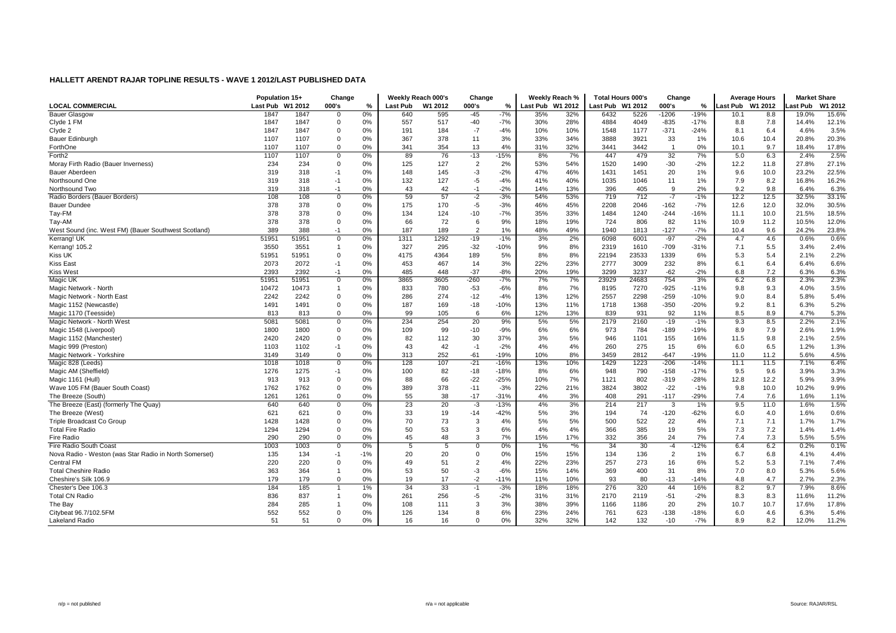# HALLETT ARENDT RAJAR TOPLINE RESULTS - WAVE 1 2012/LAST PUBLISHED DATA

| LOCAL COMMERCIAL | Population 15+ | | Change | | Weekly Reach 000's | | Change | | Weekly Reach % | | Total Hours 000's | | Change | | Average Hours | | Market Share | |
|---|---|---|---|---|---|---|---|---|---|---|---|---|---|---|---|---|---|---|
| | Last Pub | W1 2012 | 000's | % | Last Pub | W1 2012 | 000's | % | Last Pub | W1 2012 | Last Pub | W1 2012 | 000's | % | Last Pub | W1 2012 | Last Pub | W1 2012 |
| Bauer Glasgow | 1847 | 1847 | 0 | 0% | 640 | 595 | -45 | -7% | 35% | 32% | 6432 | 5226 | -1206 | -19% | 10.1 | 8.8 | 19.0% | 15.6% |
| Clyde 1 FM | 1847 | 1847 | 0 | 0% | 557 | 517 | -40 | -7% | 30% | 28% | 4884 | 4049 | -835 | -17% | 8.8 | 7.8 | 14.4% | 12.1% |
| Clyde 2 | 1847 | 1847 | 0 | 0% | 191 | 184 | -7 | -4% | 10% | 10% | 1548 | 1177 | -371 | -24% | 8.1 | 6.4 | 4.6% | 3.5% |
| Bauer Edinburgh | 1107 | 1107 | 0 | 0% | 367 | 378 | 11 | 3% | 33% | 34% | 3888 | 3921 | 33 | 1% | 10.6 | 10.4 | 20.8% | 20.3% |
| FortheOne | 1107 | 1107 | 0 | 0% | 341 | 354 | 13 | 4% | 31% | 32% | 3441 | 3442 | 1 | 0% | 10.1 | 9.7 | 18.4% | 17.8% |
| Forth2 | 1107 | 1107 | 0 | 0% | 89 | 76 | -13 | -15% | 8% | 7% | 447 | 479 | 32 | 7% | 5.0 | 6.3 | 2.4% | 2.5% |
| Moray Firth Radio (Bauer Inverness) | 234 | 234 | 0 | 0% | 125 | 127 | 2 | 2% | 53% | 54% | 1520 | 1490 | -30 | -2% | 12.2 | 11.8 | 27.8% | 27.1% |
| Bauer Aberdeen | 319 | 318 | -1 | 0% | 148 | 145 | -3 | -2% | 47% | 46% | 1431 | 1451 | 20 | 1% | 9.6 | 10.0 | 23.2% | 22.5% |
| Northsound One | 319 | 318 | -1 | 0% | 132 | 127 | -5 | -4% | 41% | 40% | 1035 | 1046 | 11 | 1% | 7.9 | 8.2 | 16.8% | 16.2% |
| Northsound Two | 319 | 318 | -1 | 0% | 43 | 42 | -1 | -2% | 14% | 13% | 396 | 405 | 9 | 2% | 9.2 | 9.8 | 6.4% | 6.3% |
| Radio Borders (Bauer Borders) | 108 | 108 | 0 | 0% | 59 | 57 | -2 | -3% | 54% | 53% | 719 | 712 | -7 | -1% | 12.2 | 12.5 | 32.5% | 33.1% |
| Bauer Dundee | 378 | 378 | 0 | 0% | 175 | 170 | -5 | -3% | 46% | 45% | 2208 | 2046 | -162 | -7% | 12.6 | 12.0 | 32.0% | 30.5% |
| Tay-FM | 378 | 378 | 0 | 0% | 134 | 124 | -10 | -7% | 35% | 33% | 1484 | 1240 | -244 | -16% | 11.1 | 10.0 | 21.5% | 18.5% |
| Tay-AM | 378 | 378 | 0 | 0% | 66 | 72 | 6 | 9% | 18% | 19% | 724 | 806 | 82 | 11% | 10.9 | 11.2 | 10.5% | 12.0% |
| West Sound (inc. West FM) (Bauer Southwest Scotland) | 389 | 388 | -1 | 0% | 187 | 189 | 2 | 1% | 48% | 49% | 1940 | 1813 | -127 | -7% | 10.4 | 9.6 | 24.2% | 23.8% |
| Kerrang! UK | 51951 | 51951 | 0 | 0% | 1311 | 1292 | -19 | -1% | 3% | 2% | 6098 | 6001 | -97 | -2% | 4.7 | 4.6 | 0.6% | 0.6% |
| Kerrang! 105.2 | 3550 | 3551 | 1 | 0% | 327 | 295 | -32 | -10% | 9% | 8% | 2319 | 1610 | -709 | -31% | 7.1 | 5.5 | 3.4% | 2.4% |
| Kiss UK | 51951 | 51951 | 0 | 0% | 4175 | 4364 | 189 | 5% | 8% | 8% | 22194 | 23533 | 1339 | 6% | 5.3 | 5.4 | 2.1% | 2.2% |
| Kiss East | 2073 | 2072 | -1 | 0% | 453 | 467 | 14 | 3% | 22% | 23% | 2777 | 3009 | 232 | 8% | 6.1 | 6.4 | 6.4% | 6.6% |
| Kiss West | 2393 | 2392 | -1 | 0% | 485 | 448 | -37 | -8% | 20% | 19% | 3299 | 3237 | -62 | -2% | 6.8 | 7.2 | 6.3% | 6.3% |
| Magic UK | 51951 | 51951 | 0 | 0% | 3865 | 3605 | -260 | -7% | 7% | 7% | 23929 | 24683 | 754 | 3% | 6.2 | 6.8 | 2.3% | 2.3% |
| Magic Network - North | 10472 | 10473 | 1 | 0% | 833 | 780 | -53 | -6% | 8% | 7% | 8195 | 7270 | -925 | -11% | 9.8 | 9.3 | 4.0% | 3.5% |
| Magic Network - North East | 2242 | 2242 | 0 | 0% | 286 | 274 | -12 | -4% | 13% | 12% | 2557 | 2298 | -259 | -10% | 9.0 | 8.4 | 5.8% | 5.4% |
| Magic 1152 (Newcastle) | 1491 | 1491 | 0 | 0% | 187 | 169 | -18 | -10% | 13% | 11% | 1718 | 1368 | -350 | -20% | 9.2 | 8.1 | 6.3% | 5.2% |
| Magic 1170 (Teesside) | 813 | 813 | 0 | 0% | 99 | 105 | 6 | 6% | 12% | 13% | 839 | 931 | 92 | 11% | 8.5 | 8.9 | 4.7% | 5.3% |
| Magic Network - North West | 5081 | 5081 | 0 | 0% | 234 | 254 | 20 | 9% | 5% | 5% | 2179 | 2160 | -19 | -1% | 9.3 | 8.5 | 2.2% | 2.1% |
| Magic 1548 (Liverpool) | 1800 | 1800 | 0 | 0% | 109 | 99 | -10 | -9% | 6% | 6% | 973 | 784 | -189 | -19% | 8.9 | 7.9 | 2.6% | 1.9% |
| Magic 1152 (Manchester) | 2420 | 2420 | 0 | 0% | 82 | 112 | 30 | 37% | 3% | 5% | 946 | 1101 | 155 | 16% | 11.5 | 9.8 | 2.1% | 2.5% |
| Magic 999 (Preston) | 1103 | 1102 | -1 | 0% | 43 | 42 | -1 | -2% | 4% | 4% | 260 | 275 | 15 | 6% | 6.0 | 6.5 | 1.2% | 1.3% |
| Magic Network - Yorkshire | 3149 | 3149 | 0 | 0% | 313 | 252 | -61 | -19% | 10% | 8% | 3459 | 2812 | -647 | -19% | 11.0 | 11.2 | 5.6% | 4.5% |
| Magic 828 (Leeds) | 1018 | 1018 | 0 | 0% | 128 | 107 | -21 | -16% | 13% | 10% | 1429 | 1223 | -206 | -14% | 11.1 | 11.5 | 7.1% | 6.4% |
| Magic AM (Sheffield) | 1276 | 1275 | -1 | 0% | 100 | 82 | -18 | -18% | 8% | 6% | 948 | 790 | -158 | -17% | 9.5 | 9.6 | 3.9% | 3.3% |
| Magic 1161 (Hull) | 913 | 913 | 0 | 0% | 88 | 66 | -22 | -25% | 10% | 7% | 1121 | 802 | -319 | -28% | 12.8 | 12.2 | 5.9% | 3.9% |
| Wave 105 FM (Bauer South Coast) | 1762 | 1762 | 0 | 0% | 389 | 378 | -11 | -3% | 22% | 21% | 3824 | 3802 | -22 | -1% | 9.8 | 10.0 | 10.2% | 9.9% |
| The Breeze (South) | 1261 | 1261 | 0 | 0% | 55 | 38 | -17 | -31% | 4% | 3% | 408 | 291 | -117 | -29% | 7.4 | 7.6 | 1.6% | 1.1% |
| The Breeze (East) (formerly The Quay) | 640 | 640 | 0 | 0% | 23 | 20 | -3 | -13% | 4% | 3% | 214 | 217 | 3 | 1% | 9.5 | 11.0 | 1.6% | 1.5% |
| The Breeze (West) | 621 | 621 | 0 | 0% | 33 | 19 | -14 | -42% | 5% | 3% | 194 | 74 | -120 | -62% | 6.0 | 4.0 | 1.6% | 0.6% |
| Triple Broadcast Co Group | 1428 | 1428 | 0 | 0% | 70 | 73 | 3 | 4% | 5% | 5% | 500 | 522 | 22 | 4% | 7.1 | 7.1 | 1.7% | 1.7% |
| Total Fire Radio | 1294 | 1294 | 0 | 0% | 50 | 53 | 3 | 6% | 4% | 4% | 366 | 385 | 19 | 5% | 7.3 | 7.2 | 1.4% | 1.4% |
| Fire Radio | 290 | 290 | 0 | 0% | 45 | 48 | 3 | 7% | 15% | 17% | 332 | 356 | 24 | 7% | 7.4 | 7.3 | 5.5% | 5.5% |
| Fire Radio South Coast | 1003 | 1003 | 0 | 0% | 5 | 5 | 0 | 0% | 1% | *% | 34 | 30 | -4 | -12% | 6.4 | 6.2 | 0.2% | 0.1% |
| Nova Radio - Weston (was Star Radio in North Somerset) | 135 | 134 | -1 | -1% | 20 | 20 | 0 | 0% | 15% | 15% | 134 | 136 | 2 | 1% | 6.7 | 6.8 | 4.1% | 4.4% |
| Central FM | 220 | 220 | 0 | 0% | 49 | 51 | 2 | 4% | 22% | 23% | 257 | 273 | 16 | 6% | 5.2 | 5.3 | 7.1% | 7.4% |
| Total Cheshire Radio | 363 | 364 | 1 | 0% | 53 | 50 | -3 | -6% | 15% | 14% | 369 | 400 | 31 | 8% | 7.0 | 8.0 | 5.3% | 5.6% |
| Cheshire's Silk 106.9 | 179 | 179 | 0 | 0% | 19 | 17 | -2 | -11% | 11% | 10% | 93 | 80 | -13 | -14% | 4.8 | 4.7 | 2.7% | 2.3% |
| Chester's Dee 106.3 | 184 | 185 | 1 | 1% | 34 | 33 | -1 | -3% | 18% | 18% | 276 | 320 | 44 | 16% | 8.2 | 9.7 | 7.9% | 8.6% |
| Total CN Radio | 836 | 837 | 1 | 0% | 261 | 256 | -5 | -2% | 31% | 31% | 2170 | 2119 | -51 | -2% | 8.3 | 8.3 | 11.6% | 11.2% |
| The Bay | 284 | 285 | 1 | 0% | 108 | 111 | 3 | 3% | 38% | 39% | 1166 | 1186 | 20 | 2% | 10.7 | 10.7 | 17.6% | 17.8% |
| Citybeat 96.7/102.5FM | 552 | 552 | 0 | 0% | 126 | 134 | 8 | 6% | 23% | 24% | 761 | 623 | -138 | -18% | 6.0 | 4.6 | 6.3% | 5.4% |
| Lakeland Radio | 51 | 51 | 0 | 0% | 16 | 16 | 0 | 0% | 32% | 32% | 142 | 132 | -10 | -7% | 8.9 | 8.2 | 12.0% | 11.2% |

n/p = not published    n/a = not applicable    Source: RAJAR/RSL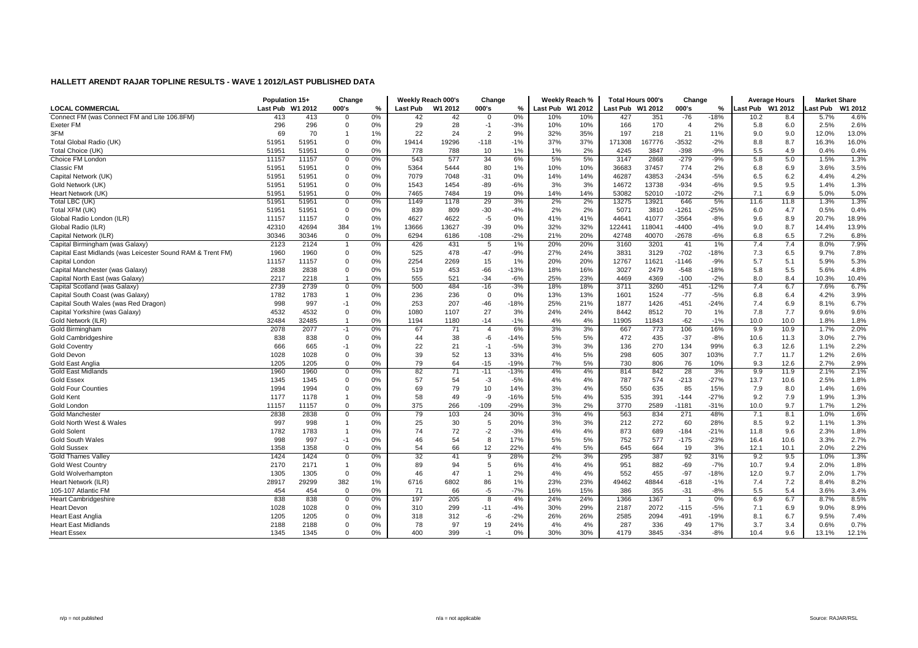## HALLETT ARENDT RAJAR TOPLINE RESULTS - WAVE 1 2012/LAST PUBLISHED DATA

| LOCAL COMMERCIAL | Population 15+ | | Change | | Weekly Reach 000's | | Change | | Weekly Reach % | | Total Hours 000's | | Change | | Average Hours | | Market Share | |
|---|---|---|---|---|---|---|---|---|---|---|---|---|---|---|---|---|---|---|
| | Last Pub | W1 2012 | 000's | % | Last Pub | W1 2012 | 000's | % | Last Pub | W1 2012 | Last Pub | W1 2012 | 000's | % | Last Pub | W1 2012 | Last Pub | W1 2012 |
| Connect FM (was Connect FM and Lite 106.8FM) | 413 | 413 | 0 | 0% | 42 | 42 | 0 | 0% | 10% | 10% | 427 | 351 | -76 | -18% | 10.2 | 8.4 | 5.7% | 4.6% |
| Exeter FM | 296 | 296 | 0 | 0% | 29 | 28 | -1 | -3% | 10% | 10% | 166 | 170 | 4 | 2% | 5.8 | 6.0 | 2.5% | 2.6% |
| 3FM | 69 | 70 | 1 | 1% | 22 | 24 | 2 | 9% | 32% | 35% | 197 | 218 | 21 | 11% | 9.0 | 9.0 | 12.0% | 13.0% |
| Total Global Radio (UK) | 51951 | 51951 | 0 | 0% | 19414 | 19296 | -118 | -1% | 37% | 37% | 171308 | 167776 | -3532 | -2% | 8.8 | 8.7 | 16.3% | 16.0% |
| Total Choice (UK) | 51951 | 51951 | 0 | 0% | 778 | 788 | 10 | 1% | 1% | 2% | 4245 | 3847 | -398 | -9% | 5.5 | 4.9 | 0.4% | 0.4% |
| Choice FM London | 11157 | 11157 | 0 | 0% | 543 | 577 | 34 | 6% | 5% | 5% | 3147 | 2868 | -279 | -9% | 5.8 | 5.0 | 1.5% | 1.3% |
| Classic FM | 51951 | 51951 | 0 | 0% | 5364 | 5444 | 80 | 1% | 10% | 10% | 36683 | 37457 | 774 | 2% | 6.8 | 6.9 | 3.6% | 3.5% |
| Capital Network (UK) | 51951 | 51951 | 0 | 0% | 7079 | 7048 | -31 | 0% | 14% | 14% | 46287 | 43853 | -2434 | -5% | 6.5 | 6.2 | 4.4% | 4.2% |
| Gold Network (UK) | 51951 | 51951 | 0 | 0% | 1543 | 1454 | -89 | -6% | 3% | 3% | 14672 | 13738 | -934 | -6% | 9.5 | 9.5 | 1.4% | 1.3% |
| Heart Network (UK) | 51951 | 51951 | 0 | 0% | 7465 | 7484 | 19 | 0% | 14% | 14% | 53082 | 52010 | -1072 | -2% | 7.1 | 6.9 | 5.0% | 5.0% |
| Total LBC (UK) | 51951 | 51951 | 0 | 0% | 1149 | 1178 | 29 | 3% | 2% | 2% | 13275 | 13921 | 646 | 5% | 11.6 | 11.8 | 1.3% | 1.3% |
| Total XFM (UK) | 51951 | 51951 | 0 | 0% | 839 | 809 | -30 | -4% | 2% | 2% | 5071 | 3810 | -1261 | -25% | 6.0 | 4.7 | 0.5% | 0.4% |
| Global Radio London (ILR) | 11157 | 11157 | 0 | 0% | 4627 | 4622 | -5 | 0% | 41% | 41% | 44641 | 41077 | -3564 | -8% | 9.6 | 8.9 | 20.7% | 18.9% |
| Global Radio (ILR) | 42310 | 42694 | 384 | 1% | 13666 | 13627 | -39 | 0% | 32% | 32% | 122441 | 118041 | -4400 | -4% | 9.0 | 8.7 | 14.4% | 13.9% |
| Capital Network (ILR) | 30346 | 30346 | 0 | 0% | 6294 | 6186 | -108 | -2% | 21% | 20% | 42748 | 40070 | -2678 | -6% | 6.8 | 6.5 | 7.2% | 6.8% |
| Capital Birmingham (was Galaxy) | 2123 | 2124 | 1 | 0% | 426 | 431 | 5 | 1% | 20% | 20% | 3160 | 3201 | 41 | 1% | 7.4 | 7.4 | 8.0% | 7.9% |
| Capital East Midlands (was Leicester Sound RAM & Trent FM) | 1960 | 1960 | 0 | 0% | 525 | 478 | -47 | -9% | 27% | 24% | 3831 | 3129 | -702 | -18% | 7.3 | 6.5 | 9.7% | 7.8% |
| Capital London | 11157 | 11157 | 0 | 0% | 2254 | 2269 | 15 | 1% | 20% | 20% | 12767 | 11621 | -1146 | -9% | 5.7 | 5.1 | 5.9% | 5.3% |
| Capital Manchester (was Galaxy) | 2838 | 2838 | 0 | 0% | 519 | 453 | -66 | -13% | 18% | 16% | 3027 | 2479 | -548 | -18% | 5.8 | 5.5 | 5.6% | 4.8% |
| Capital North East (was Galaxy) | 2217 | 2218 | 1 | 0% | 555 | 521 | -34 | -6% | 25% | 23% | 4469 | 4369 | -100 | -2% | 8.0 | 8.4 | 10.3% | 10.4% |
| Capital Scotland (was Galaxy) | 2739 | 2739 | 0 | 0% | 500 | 484 | -16 | -3% | 18% | 18% | 3711 | 3260 | -451 | -12% | 7.4 | 6.7 | 7.6% | 6.7% |
| Capital South Coast (was Galaxy) | 1782 | 1783 | 1 | 0% | 236 | 236 | 0 | 0% | 13% | 13% | 1601 | 1524 | -77 | -5% | 6.8 | 6.4 | 4.2% | 3.9% |
| Capital South Wales (was Red Dragon) | 998 | 997 | -1 | 0% | 253 | 207 | -46 | -18% | 25% | 21% | 1877 | 1426 | -451 | -24% | 7.4 | 6.9 | 8.1% | 6.7% |
| Capital Yorkshire (was Galaxy) | 4532 | 4532 | 0 | 0% | 1080 | 1107 | 27 | 3% | 24% | 24% | 8442 | 8512 | 70 | 1% | 7.8 | 7.7 | 9.6% | 9.6% |
| Gold Network (ILR) | 32484 | 32485 | 1 | 0% | 1194 | 1180 | -14 | -1% | 4% | 4% | 11905 | 11843 | -62 | -1% | 10.0 | 10.0 | 1.8% | 1.8% |
| Gold Birmingham | 2078 | 2077 | -1 | 0% | 67 | 71 | 4 | 6% | 3% | 3% | 667 | 773 | 106 | 16% | 9.9 | 10.9 | 1.7% | 2.0% |
| Gold Cambridgeshire | 838 | 838 | 0 | 0% | 44 | 38 | -6 | -14% | 5% | 5% | 472 | 435 | -37 | -8% | 10.6 | 11.3 | 3.0% | 2.7% |
| Gold Coventry | 666 | 665 | -1 | 0% | 22 | 21 | -1 | -5% | 3% | 3% | 136 | 270 | 134 | 99% | 6.3 | 12.6 | 1.1% | 2.2% |
| Gold Devon | 1028 | 1028 | 0 | 0% | 39 | 52 | 13 | 33% | 4% | 5% | 298 | 605 | 307 | 103% | 7.7 | 11.7 | 1.2% | 2.6% |
| Gold East Anglia | 1205 | 1205 | 0 | 0% | 79 | 64 | -15 | -19% | 7% | 5% | 730 | 806 | 76 | 10% | 9.3 | 12.6 | 2.7% | 2.9% |
| Gold East Midlands | 1960 | 1960 | 0 | 0% | 82 | 71 | -11 | -13% | 4% | 4% | 814 | 842 | 28 | 3% | 9.9 | 11.9 | 2.1% | 2.1% |
| Gold Essex | 1345 | 1345 | 0 | 0% | 57 | 54 | -3 | -5% | 4% | 4% | 787 | 574 | -213 | -27% | 13.7 | 10.6 | 2.5% | 1.8% |
| Gold Four Counties | 1994 | 1994 | 0 | 0% | 69 | 79 | 10 | 14% | 3% | 4% | 550 | 635 | 85 | 15% | 7.9 | 8.0 | 1.4% | 1.6% |
| Gold Kent | 1177 | 1178 | 1 | 0% | 58 | 49 | -9 | -16% | 5% | 4% | 535 | 391 | -144 | -27% | 9.2 | 7.9 | 1.9% | 1.3% |
| Gold London | 11157 | 11157 | 0 | 0% | 375 | 266 | -109 | -29% | 3% | 2% | 3770 | 2589 | -1181 | -31% | 10.0 | 9.7 | 1.7% | 1.2% |
| Gold Manchester | 2838 | 2838 | 0 | 0% | 79 | 103 | 24 | 30% | 3% | 4% | 563 | 834 | 271 | 48% | 7.1 | 8.1 | 1.0% | 1.6% |
| Gold North West & Wales | 997 | 998 | 1 | 0% | 25 | 30 | 5 | 20% | 3% | 3% | 212 | 272 | 60 | 28% | 8.5 | 9.2 | 1.1% | 1.3% |
| Gold Solent | 1782 | 1783 | 1 | 0% | 74 | 72 | -2 | -3% | 4% | 4% | 873 | 689 | -184 | -21% | 11.8 | 9.6 | 2.3% | 1.8% |
| Gold South Wales | 998 | 997 | -1 | 0% | 46 | 54 | 8 | 17% | 5% | 5% | 752 | 577 | -175 | -23% | 16.4 | 10.6 | 3.3% | 2.7% |
| Gold Sussex | 1358 | 1358 | 0 | 0% | 54 | 66 | 12 | 22% | 4% | 5% | 645 | 664 | 19 | 3% | 12.1 | 10.1 | 2.0% | 2.2% |
| Gold Thames Valley | 1424 | 1424 | 0 | 0% | 32 | 41 | 9 | 28% | 2% | 3% | 295 | 387 | 92 | 31% | 9.2 | 9.5 | 1.0% | 1.3% |
| Gold West Country | 2170 | 2171 | 1 | 0% | 89 | 94 | 5 | 6% | 4% | 4% | 951 | 882 | -69 | -7% | 10.7 | 9.4 | 2.0% | 1.8% |
| Gold Wolverhampton | 1305 | 1305 | 0 | 0% | 46 | 47 | 1 | 2% | 4% | 4% | 552 | 455 | -97 | -18% | 12.0 | 9.7 | 2.0% | 1.7% |
| Heart Network (ILR) | 28917 | 29299 | 382 | 1% | 6716 | 6802 | 86 | 1% | 23% | 23% | 49462 | 48844 | -618 | -1% | 7.4 | 7.2 | 8.4% | 8.2% |
| 105-107 Atlantic FM | 454 | 454 | 0 | 0% | 71 | 66 | -5 | -7% | 16% | 15% | 386 | 355 | -31 | -8% | 5.5 | 5.4 | 3.6% | 3.4% |
| Heart Cambridgeshire | 838 | 838 | 0 | 0% | 197 | 205 | 8 | 4% | 24% | 24% | 1366 | 1367 | 1 | 0% | 6.9 | 6.7 | 8.7% | 8.5% |
| Heart Devon | 1028 | 1028 | 0 | 0% | 310 | 299 | -11 | -4% | 30% | 29% | 2187 | 2072 | -115 | -5% | 7.1 | 6.9 | 9.0% | 8.9% |
| Heart East Anglia | 1205 | 1205 | 0 | 0% | 318 | 312 | -6 | -2% | 26% | 26% | 2585 | 2094 | -491 | -19% | 8.1 | 6.7 | 9.5% | 7.4% |
| Heart East Midlands | 2188 | 2188 | 0 | 0% | 78 | 97 | 19 | 24% | 4% | 4% | 287 | 336 | 49 | 17% | 3.7 | 3.4 | 0.6% | 0.7% |
| Heart Essex | 1345 | 1345 | 0 | 0% | 400 | 399 | -1 | 0% | 30% | 30% | 4179 | 3845 | -334 | -8% | 10.4 | 9.6 | 13.1% | 12.1% |

n/p = not published | n/a = not applicable | Source: RAJAR/RSL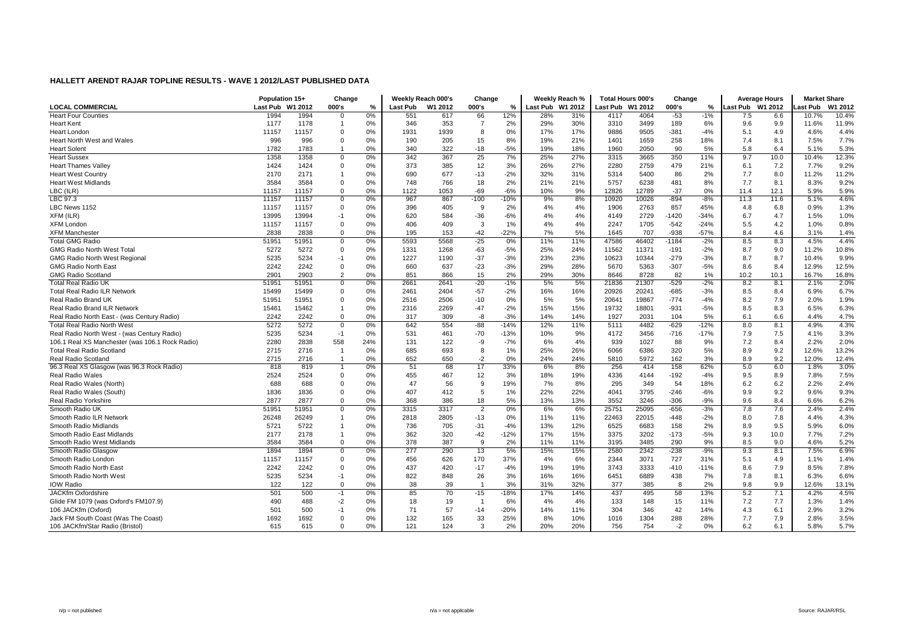# HALLETT ARENDT RAJAR TOPLINE RESULTS - WAVE 1 2012/LAST PUBLISHED DATA

| LOCAL COMMERCIAL | Population 15+ | | Change | | Weekly Reach 000's | | Change | | Weekly Reach % | | Total Hours 000's | | Change | | Average Hours | | Market Share | |
|---|---|---|---|---|---|---|---|---|---|---|---|---|---|---|---|---|---|---|
| | Last Pub | W1 2012 | 000's | % | Last Pub | W1 2012 | 000's | % | Last Pub | W1 2012 | Last Pub | W1 2012 | 000's | % | Last Pub | W1 2012 | Last Pub | W1 2012 |
| Heart Four Counties | 1994 | 1994 | 0 | 0% | 551 | 617 | 66 | 12% | 28% | 31% | 4117 | 4064 | -53 | -1% | 7.5 | 6.6 | 10.7% | 10.4% |
| Heart Kent | 1177 | 1178 | 1 | 0% | 346 | 353 | 7 | 2% | 29% | 30% | 3310 | 3499 | 189 | 6% | 9.6 | 9.9 | 11.6% | 11.9% |
| Heart London | 11157 | 11157 | 0 | 0% | 1931 | 1939 | 8 | 0% | 17% | 17% | 9886 | 9505 | -381 | -4% | 5.1 | 4.9 | 4.6% | 4.4% |
| Heart North West and Wales | 996 | 996 | 0 | 0% | 190 | 205 | 15 | 8% | 19% | 21% | 1401 | 1659 | 258 | 18% | 7.4 | 8.1 | 7.5% | 7.7% |
| Heart Solent | 1782 | 1783 | 1 | 0% | 340 | 322 | -18 | -5% | 19% | 18% | 1960 | 2050 | 90 | 5% | 5.8 | 6.4 | 5.1% | 5.3% |
| Heart Sussex | 1358 | 1358 | 0 | 0% | 342 | 367 | 25 | 7% | 25% | 27% | 3315 | 3665 | 350 | 11% | 9.7 | 10.0 | 10.4% | 12.3% |
| Heart Thames Valley | 1424 | 1424 | 0 | 0% | 373 | 385 | 12 | 3% | 26% | 27% | 2280 | 2759 | 479 | 21% | 6.1 | 7.2 | 7.7% | 9.2% |
| Heart West Country | 2170 | 2171 | 1 | 0% | 690 | 677 | -13 | -2% | 32% | 31% | 5314 | 5400 | 86 | 2% | 7.7 | 8.0 | 11.2% | 11.2% |
| Heart West Midlands | 3584 | 3584 | 0 | 0% | 748 | 766 | 18 | 2% | 21% | 21% | 5757 | 6238 | 481 | 8% | 7.7 | 8.1 | 8.3% | 9.2% |
| LBC (ILR) | 11157 | 11157 | 0 | 0% | 1122 | 1053 | -69 | -6% | 10% | 9% | 12826 | 12789 | -37 | 0% | 11.4 | 12.1 | 5.9% | 5.9% |
| LBC 97.3 | 11157 | 11157 | 0 | 0% | 967 | 867 | -100 | -10% | 9% | 8% | 10920 | 10026 | -894 | -8% | 11.3 | 11.6 | 5.1% | 4.6% |
| LBC News 1152 | 11157 | 11157 | 0 | 0% | 396 | 405 | 9 | 2% | 4% | 4% | 1906 | 2763 | 857 | 45% | 4.8 | 6.8 | 0.9% | 1.3% |
| XFM (ILR) | 13995 | 13994 | -1 | 0% | 620 | 584 | -36 | -6% | 4% | 4% | 4149 | 2729 | -1420 | -34% | 6.7 | 4.7 | 1.5% | 1.0% |
| XFM London | 11157 | 11157 | 0 | 0% | 406 | 409 | 3 | 1% | 4% | 4% | 2247 | 1705 | -542 | -24% | 5.5 | 4.2 | 1.0% | 0.8% |
| XFM Manchester | 2838 | 2838 | 0 | 0% | 195 | 153 | -42 | -22% | 7% | 5% | 1645 | 707 | -938 | -57% | 8.4 | 4.6 | 3.1% | 1.4% |
| Total GMG Radio | 51951 | 51951 | 0 | 0% | 5593 | 5568 | -25 | 0% | 11% | 11% | 47586 | 46402 | -1184 | -2% | 8.5 | 8.3 | 4.5% | 4.4% |
| GMG Radio North West Total | 5272 | 5272 | 0 | 0% | 1331 | 1268 | -63 | -5% | 25% | 24% | 11562 | 11371 | -191 | -2% | 8.7 | 9.0 | 11.2% | 10.8% |
| GMG Radio North West Regional | 5235 | 5234 | -1 | 0% | 1227 | 1190 | -37 | -3% | 23% | 23% | 10623 | 10344 | -279 | -3% | 8.7 | 8.7 | 10.4% | 9.9% |
| GMG Radio North East | 2242 | 2242 | 0 | 0% | 660 | 637 | -23 | -3% | 29% | 28% | 5670 | 5363 | -307 | -5% | 8.6 | 8.4 | 12.9% | 12.5% |
| GMG Radio Scotland | 2901 | 2903 | 2 | 0% | 851 | 866 | 15 | 2% | 29% | 30% | 8646 | 8728 | 82 | 1% | 10.2 | 10.1 | 16.7% | 16.8% |
| Total Real Radio UK | 51951 | 51951 | 0 | 0% | 2661 | 2641 | -20 | -1% | 5% | 5% | 21836 | 21307 | -529 | -2% | 8.2 | 8.1 | 2.1% | 2.0% |
| Total Real Radio ILR Network | 15499 | 15499 | 0 | 0% | 2461 | 2404 | -57 | -2% | 16% | 16% | 20926 | 20241 | -685 | -3% | 8.5 | 8.4 | 6.9% | 6.7% |
| Real Radio Brand UK | 51951 | 51951 | 0 | 0% | 2516 | 2506 | -10 | 0% | 5% | 5% | 20641 | 19867 | -774 | -4% | 8.2 | 7.9 | 2.0% | 1.9% |
| Real Radio Brand ILR Network | 15461 | 15462 | 1 | 0% | 2316 | 2269 | -47 | -2% | 15% | 15% | 19732 | 18801 | -931 | -5% | 8.5 | 8.3 | 6.5% | 6.3% |
| Real Radio North East - (was Century Radio) | 2242 | 2242 | 0 | 0% | 317 | 309 | -8 | -3% | 14% | 14% | 1927 | 2031 | 104 | 5% | 6.1 | 6.6 | 4.4% | 4.7% |
| Total Real Radio North West | 5272 | 5272 | 0 | 0% | 642 | 554 | -88 | -14% | 12% | 11% | 5111 | 4482 | -629 | -12% | 8.0 | 8.1 | 4.9% | 4.3% |
| Real Radio North West - (was Century Radio) | 5235 | 5234 | -1 | 0% | 531 | 461 | -70 | -13% | 10% | 9% | 4172 | 3456 | -716 | -17% | 7.9 | 7.5 | 4.1% | 3.3% |
| 106.1 Real XS Manchester (was 106.1 Rock Radio) | 2280 | 2838 | 558 | 24% | 131 | 122 | -9 | -7% | 6% | 4% | 939 | 1027 | 88 | 9% | 7.2 | 8.4 | 2.2% | 2.0% |
| Total Real Radio Scotland | 2715 | 2716 | 1 | 0% | 685 | 693 | 8 | 1% | 25% | 26% | 6066 | 6386 | 320 | 5% | 8.9 | 9.2 | 12.6% | 13.2% |
| Real Radio Scotland | 2715 | 2716 | 1 | 0% | 652 | 650 | -2 | 0% | 24% | 24% | 5810 | 5972 | 162 | 3% | 8.9 | 9.2 | 12.0% | 12.4% |
| 96.3 Real XS Glasgow (was 96.3 Rock Radio) | 818 | 819 | 1 | 0% | 51 | 68 | 17 | 33% | 6% | 8% | 256 | 414 | 158 | 62% | 5.0 | 6.0 | 1.8% | 3.0% |
| Real Radio Wales | 2524 | 2524 | 0 | 0% | 455 | 467 | 12 | 3% | 18% | 19% | 4336 | 4144 | -192 | -4% | 9.5 | 8.9 | 7.8% | 7.5% |
| Real Radio Wales (North) | 688 | 688 | 0 | 0% | 47 | 56 | 9 | 19% | 7% | 8% | 295 | 349 | 54 | 18% | 6.2 | 6.2 | 2.2% | 2.4% |
| Real Radio Wales (South) | 1836 | 1836 | 0 | 0% | 407 | 412 | 5 | 1% | 22% | 22% | 4041 | 3795 | -246 | -6% | 9.9 | 9.2 | 9.6% | 9.3% |
| Real Radio Yorkshire | 2877 | 2877 | 0 | 0% | 368 | 386 | 18 | 5% | 13% | 13% | 3552 | 3246 | -306 | -9% | 9.6 | 8.4 | 6.6% | 6.2% |
| Smooth Radio UK | 51951 | 51951 | 0 | 0% | 3315 | 3317 | 2 | 0% | 6% | 6% | 25751 | 25095 | -656 | -3% | 7.8 | 7.6 | 2.4% | 2.4% |
| Smooth Radio ILR Network | 26248 | 26249 | 1 | 0% | 2818 | 2805 | -13 | 0% | 11% | 11% | 22463 | 22015 | -448 | -2% | 8.0 | 7.8 | 4.4% | 4.3% |
| Smooth Radio Midlands | 5721 | 5722 | 1 | 0% | 736 | 705 | -31 | -4% | 13% | 12% | 6525 | 6683 | 158 | 2% | 8.9 | 9.5 | 5.9% | 6.0% |
| Smooth Radio East Midlands | 2177 | 2178 | 1 | 0% | 362 | 320 | -42 | -12% | 17% | 15% | 3375 | 3202 | -173 | -5% | 9.3 | 10.0 | 7.7% | 7.2% |
| Smooth Radio West Midlands | 3584 | 3584 | 0 | 0% | 378 | 387 | 9 | 2% | 11% | 11% | 3195 | 3485 | 290 | 9% | 8.5 | 9.0 | 4.6% | 5.2% |
| Smooth Radio Glasgow | 1894 | 1894 | 0 | 0% | 277 | 290 | 13 | 5% | 15% | 15% | 2580 | 2342 | -238 | -9% | 9.3 | 8.1 | 7.5% | 6.9% |
| Smooth Radio London | 11157 | 11157 | 0 | 0% | 456 | 626 | 170 | 37% | 4% | 6% | 2344 | 3071 | 727 | 31% | 5.1 | 4.9 | 1.1% | 1.4% |
| Smooth Radio North East | 2242 | 2242 | 0 | 0% | 437 | 420 | -17 | -4% | 19% | 19% | 3743 | 3333 | -410 | -11% | 8.6 | 7.9 | 8.5% | 7.8% |
| Smooth Radio North West | 5235 | 5234 | -1 | 0% | 822 | 848 | 26 | 3% | 16% | 16% | 6451 | 6889 | 438 | 7% | 7.8 | 8.1 | 6.3% | 6.6% |
| IOW Radio | 122 | 122 | 0 | 0% | 38 | 39 | 1 | 3% | 31% | 32% | 377 | 385 | 8 | 2% | 9.8 | 9.9 | 12.6% | 13.1% |
| JACKfm Oxfordshire | 501 | 500 | -1 | 0% | 85 | 70 | -15 | -18% | 17% | 14% | 437 | 495 | 58 | 13% | 5.2 | 7.1 | 4.2% | 4.5% |
| Glide FM 1079 (was Oxford's FM107.9) | 490 | 488 | -2 | 0% | 18 | 19 | 1 | 6% | 4% | 4% | 133 | 148 | 15 | 11% | 7.2 | 7.7 | 1.3% | 1.4% |
| 106 JACKfm (Oxford) | 501 | 500 | -1 | 0% | 71 | 57 | -14 | -20% | 14% | 11% | 304 | 346 | 42 | 14% | 4.3 | 6.1 | 2.9% | 3.2% |
| Jack FM South Coast (Was The Coast) | 1692 | 1692 | 0 | 0% | 132 | 165 | 33 | 25% | 8% | 10% | 1016 | 1304 | 288 | 28% | 7.7 | 7.9 | 2.8% | 3.5% |
| 106 JACKfm/Star Radio (Bristol) | 615 | 615 | 0 | 0% | 121 | 124 | 3 | 2% | 20% | 20% | 756 | 754 | -2 | 0% | 6.2 | 6.1 | 5.8% | 5.7% |

n/p = not published | n/a = not applicable | Source: RAJAR/RSL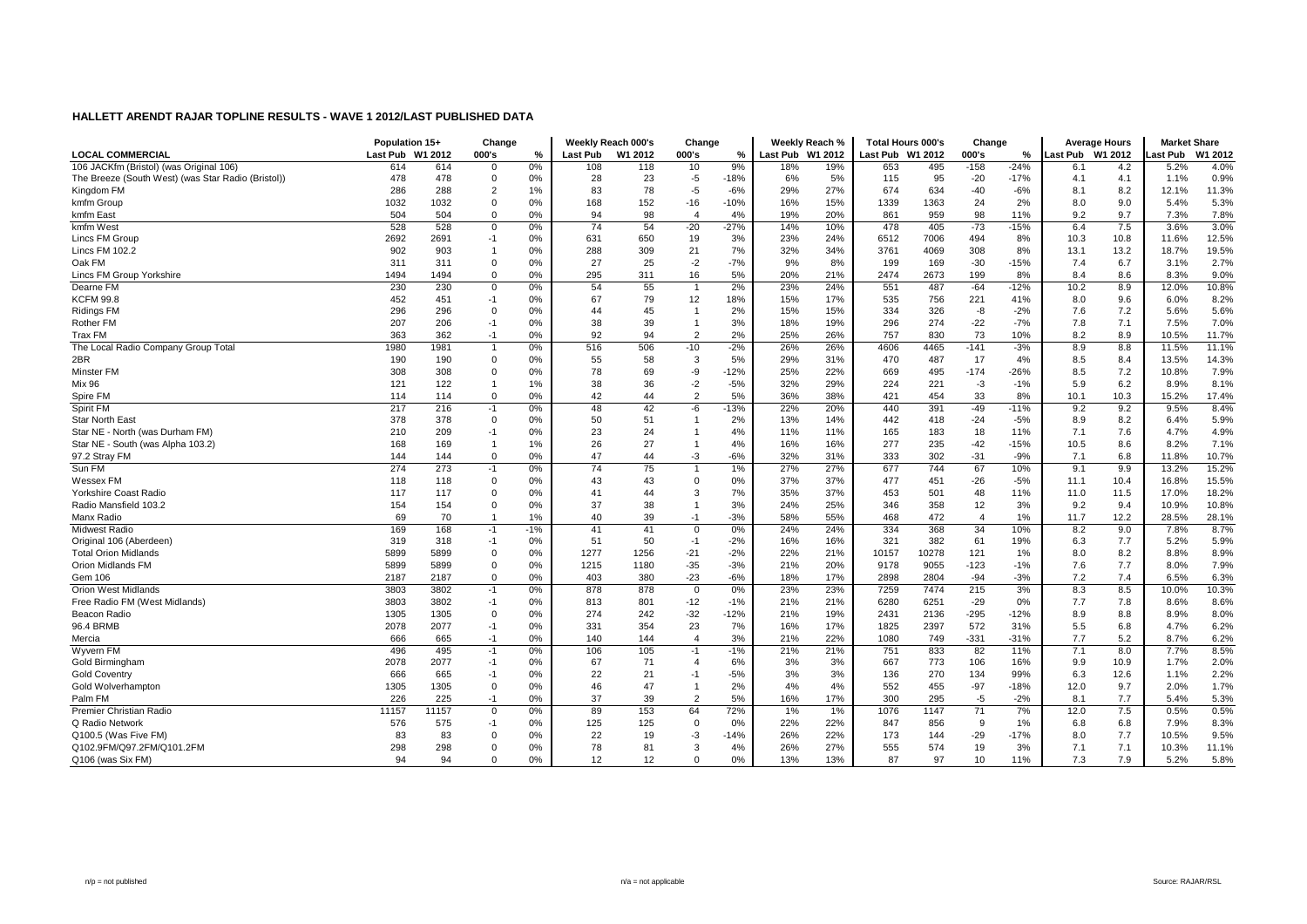# HALLETT ARENDT RAJAR TOPLINE RESULTS - WAVE 1 2012/LAST PUBLISHED DATA

| LOCAL COMMERCIAL | Population 15+ | | Change | | Weekly Reach 000's | | Change | | Weekly Reach % | | Total Hours 000's | | Change | | Average Hours | | Market Share | |
|---|---|---|---|---|---|---|---|---|---|---|---|---|---|---|---|---|---|---|
| | Last Pub | W1 2012 | 000's | % | Last Pub | W1 2012 | 000's | % | Last Pub | W1 2012 | Last Pub | W1 2012 | 000's | % | Last Pub | W1 2012 | Last Pub | W1 2012 |
| 106 JACKfm (Bristol) (was Original 106) | 614 | 614 | 0 | 0% | 108 | 118 | 10 | 9% | 18% | 19% | 653 | 495 | -158 | -24% | 6.1 | 4.2 | 5.2% | 4.0% |
| The Breeze (South West) (was Star Radio (Bristol)) | 478 | 478 | 0 | 0% | 28 | 23 | -5 | -18% | 6% | 5% | 115 | 95 | -20 | -17% | 4.1 | 4.1 | 1.1% | 0.9% |
| Kingdom FM | 286 | 288 | 2 | 1% | 83 | 78 | -5 | -6% | 29% | 27% | 674 | 634 | -40 | -6% | 8.1 | 8.2 | 12.1% | 11.3% |
| kmfm Group | 1032 | 1032 | 0 | 0% | 168 | 152 | -16 | -10% | 16% | 15% | 1339 | 1363 | 24 | 2% | 8.0 | 9.0 | 5.4% | 5.3% |
| kmfm East | 504 | 504 | 0 | 0% | 94 | 98 | 4 | 4% | 19% | 20% | 861 | 959 | 98 | 11% | 9.2 | 9.7 | 7.3% | 7.8% |
| kmfm West | 528 | 528 | 0 | 0% | 74 | 54 | -20 | -27% | 14% | 10% | 478 | 405 | -73 | -15% | 6.4 | 7.5 | 3.6% | 3.0% |
| Lincs FM Group | 2692 | 2691 | -1 | 0% | 631 | 650 | 19 | 3% | 23% | 24% | 6512 | 7006 | 494 | 8% | 10.3 | 10.8 | 11.6% | 12.5% |
| Lincs FM 102.2 | 902 | 903 | 1 | 0% | 288 | 309 | 21 | 7% | 32% | 34% | 3761 | 4069 | 308 | 8% | 13.1 | 13.2 | 18.7% | 19.5% |
| Oak FM | 311 | 311 | 0 | 0% | 27 | 25 | -2 | -7% | 9% | 8% | 199 | 169 | -30 | -15% | 7.4 | 6.7 | 3.1% | 2.7% |
| Lincs FM Group Yorkshire | 1494 | 1494 | 0 | 0% | 295 | 311 | 16 | 5% | 20% | 21% | 2474 | 2673 | 199 | 8% | 8.4 | 8.6 | 8.3% | 9.0% |
| Dearne FM | 230 | 230 | 0 | 0% | 54 | 55 | 1 | 2% | 23% | 24% | 551 | 487 | -64 | -12% | 10.2 | 8.9 | 12.0% | 10.8% |
| KCFM 99.8 | 452 | 451 | -1 | 0% | 67 | 79 | 12 | 18% | 15% | 17% | 535 | 756 | 221 | 41% | 8.0 | 9.6 | 6.0% | 8.2% |
| Ridings FM | 296 | 296 | 0 | 0% | 44 | 45 | 1 | 2% | 15% | 15% | 334 | 326 | -8 | -2% | 7.6 | 7.2 | 5.6% | 5.6% |
| Rother FM | 207 | 206 | -1 | 0% | 38 | 39 | 1 | 3% | 18% | 19% | 296 | 274 | -22 | -7% | 7.8 | 7.1 | 7.5% | 7.0% |
| Trax FM | 363 | 362 | -1 | 0% | 92 | 94 | 2 | 2% | 25% | 26% | 757 | 830 | 73 | 10% | 8.2 | 8.9 | 10.5% | 11.7% |
| The Local Radio Company Group Total | 1980 | 1981 | 1 | 0% | 516 | 506 | -10 | -2% | 26% | 26% | 4606 | 4465 | -141 | -3% | 8.9 | 8.8 | 11.5% | 11.1% |
| 2BR | 190 | 190 | 0 | 0% | 55 | 58 | 3 | 5% | 29% | 31% | 470 | 487 | 17 | 4% | 8.5 | 8.4 | 13.5% | 14.3% |
| Minster FM | 308 | 308 | 0 | 0% | 78 | 69 | -9 | -12% | 25% | 22% | 669 | 495 | -174 | -26% | 8.5 | 7.2 | 10.8% | 7.9% |
| Mix 96 | 121 | 122 | 1 | 1% | 38 | 36 | -2 | -5% | 32% | 29% | 224 | 221 | -3 | -1% | 5.9 | 6.2 | 8.9% | 8.1% |
| Spire FM | 114 | 114 | 0 | 0% | 42 | 44 | 2 | 5% | 36% | 38% | 421 | 454 | 33 | 8% | 10.1 | 10.3 | 15.2% | 17.4% |
| Spirit FM | 217 | 216 | -1 | 0% | 48 | 42 | -6 | -13% | 22% | 20% | 440 | 391 | -49 | -11% | 9.2 | 9.2 | 9.5% | 8.4% |
| Star North East | 378 | 378 | 0 | 0% | 50 | 51 | 1 | 2% | 13% | 14% | 442 | 418 | -24 | -5% | 8.9 | 8.2 | 6.4% | 5.9% |
| Star NE - North (was Durham FM) | 210 | 209 | -1 | 0% | 23 | 24 | 1 | 4% | 11% | 11% | 165 | 183 | 18 | 11% | 7.1 | 7.6 | 4.7% | 4.9% |
| Star NE - South (was Alpha 103.2) | 168 | 169 | 1 | 1% | 26 | 27 | 1 | 4% | 16% | 16% | 277 | 235 | -42 | -15% | 10.5 | 8.6 | 8.2% | 7.1% |
| 97.2 Stray FM | 144 | 144 | 0 | 0% | 47 | 44 | -3 | -6% | 32% | 31% | 333 | 302 | -31 | -9% | 7.1 | 6.8 | 11.8% | 10.7% |
| Sun FM | 274 | 273 | -1 | 0% | 74 | 75 | 1 | 1% | 27% | 27% | 677 | 744 | 67 | 10% | 9.1 | 9.9 | 13.2% | 15.2% |
| Wessex FM | 118 | 118 | 0 | 0% | 43 | 43 | 0 | 0% | 37% | 37% | 477 | 451 | -26 | -5% | 11.1 | 10.4 | 16.8% | 15.5% |
| Yorkshire Coast Radio | 117 | 117 | 0 | 0% | 41 | 44 | 3 | 7% | 35% | 37% | 453 | 501 | 48 | 11% | 11.0 | 11.5 | 17.0% | 18.2% |
| Radio Mansfield 103.2 | 154 | 154 | 0 | 0% | 37 | 38 | 1 | 3% | 24% | 25% | 346 | 358 | 12 | 3% | 9.2 | 9.4 | 10.9% | 10.8% |
| Manx Radio | 69 | 70 | 1 | 1% | 40 | 39 | -1 | -3% | 58% | 55% | 468 | 472 | 4 | 1% | 11.7 | 12.2 | 28.5% | 28.1% |
| Midwest Radio | 169 | 168 | -1 | -1% | 41 | 41 | 0 | 0% | 24% | 24% | 334 | 368 | 34 | 10% | 8.2 | 9.0 | 7.8% | 8.7% |
| Original 106 (Aberdeen) | 319 | 318 | -1 | 0% | 51 | 50 | -1 | -2% | 16% | 16% | 321 | 382 | 61 | 19% | 6.3 | 7.7 | 5.2% | 5.9% |
| Total Orion Midlands | 5899 | 5899 | 0 | 0% | 1277 | 1256 | -21 | -2% | 22% | 21% | 10157 | 10278 | 121 | 1% | 8.0 | 8.2 | 8.8% | 8.9% |
| Orion Midlands FM | 5899 | 5899 | 0 | 0% | 1215 | 1180 | -35 | -3% | 21% | 20% | 9178 | 9055 | -123 | -1% | 7.6 | 7.7 | 8.0% | 7.9% |
| Gem 106 | 2187 | 2187 | 0 | 0% | 403 | 380 | -23 | -6% | 18% | 17% | 2898 | 2804 | -94 | -3% | 7.2 | 7.4 | 6.5% | 6.3% |
| Orion West Midlands | 3803 | 3802 | -1 | 0% | 878 | 878 | 0 | 0% | 23% | 23% | 7259 | 7474 | 215 | 3% | 8.3 | 8.5 | 10.0% | 10.3% |
| Free Radio FM (West Midlands) | 3803 | 3802 | -1 | 0% | 813 | 801 | -12 | -1% | 21% | 21% | 6280 | 6251 | -29 | 0% | 7.7 | 7.8 | 8.6% | 8.6% |
| Beacon Radio | 1305 | 1305 | 0 | 0% | 274 | 242 | -32 | -12% | 21% | 19% | 2431 | 2136 | -295 | -12% | 8.9 | 8.8 | 8.9% | 8.0% |
| 96.4 BRMB | 2078 | 2077 | -1 | 0% | 331 | 354 | 23 | 7% | 16% | 17% | 1825 | 2397 | 572 | 31% | 5.5 | 6.8 | 4.7% | 6.2% |
| Mercia | 666 | 665 | -1 | 0% | 140 | 144 | 4 | 3% | 21% | 22% | 1080 | 749 | -331 | -31% | 7.7 | 5.2 | 8.7% | 6.2% |
| Wyvern FM | 496 | 495 | -1 | 0% | 106 | 105 | -1 | -1% | 21% | 21% | 751 | 833 | 82 | 11% | 7.1 | 8.0 | 7.7% | 8.5% |
| Gold Birmingham | 2078 | 2077 | -1 | 0% | 67 | 71 | 4 | 6% | 3% | 3% | 667 | 773 | 106 | 16% | 9.9 | 10.9 | 1.7% | 2.0% |
| Gold Coventry | 666 | 665 | -1 | 0% | 22 | 21 | -1 | -5% | 3% | 3% | 136 | 270 | 134 | 99% | 6.3 | 12.6 | 1.1% | 2.2% |
| Gold Wolverhampton | 1305 | 1305 | 0 | 0% | 46 | 47 | 1 | 2% | 4% | 4% | 552 | 455 | -97 | -18% | 12.0 | 9.7 | 2.0% | 1.7% |
| Palm FM | 226 | 225 | -1 | 0% | 37 | 39 | 2 | 5% | 16% | 17% | 300 | 295 | -5 | -2% | 8.1 | 7.7 | 5.4% | 5.3% |
| Premier Christian Radio | 11157 | 11157 | 0 | 0% | 89 | 153 | 64 | 72% | 1% | 1% | 1076 | 1147 | 71 | 7% | 12.0 | 7.5 | 0.5% | 0.5% |
| Q Radio Network | 576 | 575 | -1 | 0% | 125 | 125 | 0 | 0% | 22% | 22% | 847 | 856 | 9 | 1% | 6.8 | 6.8 | 7.9% | 8.3% |
| Q100.5 (Was Five FM) | 83 | 83 | 0 | 0% | 22 | 19 | -3 | -14% | 26% | 22% | 173 | 144 | -29 | -17% | 8.0 | 7.7 | 10.5% | 9.5% |
| Q102.9FM/Q97.2FM/Q101.2FM | 298 | 298 | 0 | 0% | 78 | 81 | 3 | 4% | 26% | 27% | 555 | 574 | 19 | 3% | 7.1 | 7.1 | 10.3% | 11.1% |
| Q106 (was Six FM) | 94 | 94 | 0 | 0% | 12 | 12 | 0 | 0% | 13% | 13% | 87 | 97 | 10 | 11% | 7.3 | 7.9 | 5.2% | 5.8% |

n/p = not published

n/a = not applicable

Source: RAJAR/RSL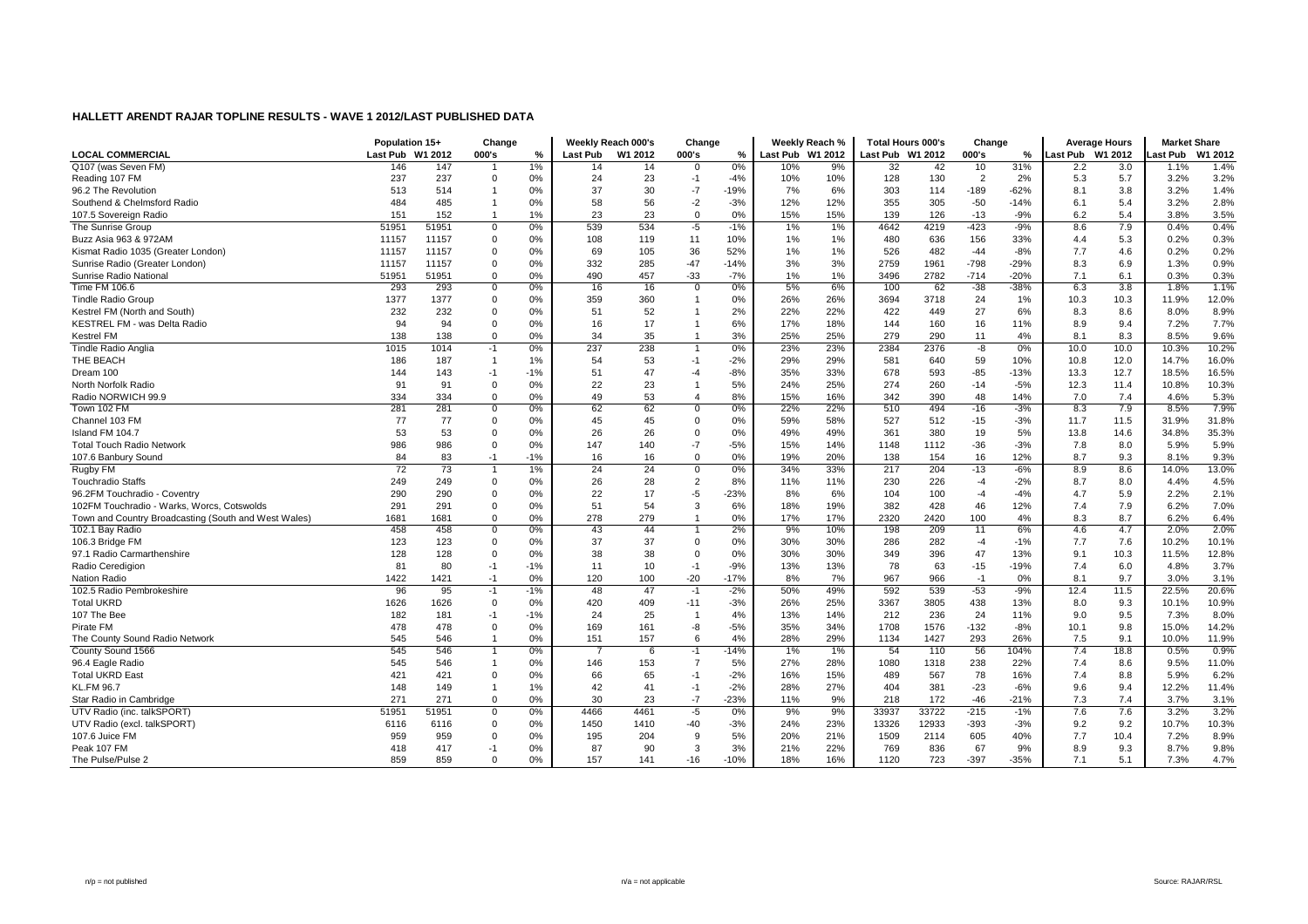## HALLETT ARENDT RAJAR TOPLINE RESULTS - WAVE 1 2012/LAST PUBLISHED DATA

| LOCAL COMMERCIAL | Population 15+ | | Change | | Weekly Reach 000's | | Change | | Weekly Reach % | | Total Hours 000's | | Change | | Average Hours | | Market Share | |
|---|---|---|---|---|---|---|---|---|---|---|---|---|---|---|---|---|---|---|
| | Last Pub | W1 2012 | 000's | % | Last Pub | W1 2012 | 000's | % | Last Pub | W1 2012 | Last Pub | W1 2012 | 000's | % | Last Pub | W1 2012 | Last Pub | W1 2012 |
| Q107 (was Seven FM) | 146 | 147 | 1 | 1% | 14 | 14 | 0 | 0% | 10% | 9% | 32 | 42 | 10 | 31% | 2.2 | 3.0 | 1.1% | 1.4% |
| Reading 107 FM | 237 | 237 | 0 | 0% | 24 | 23 | -1 | -4% | 10% | 10% | 128 | 130 | 2 | 2% | 5.3 | 5.7 | 3.2% | 3.2% |
| 96.2 The Revolution | 513 | 514 | 1 | 0% | 37 | 30 | -7 | -19% | 7% | 6% | 303 | 114 | -189 | -62% | 8.1 | 3.8 | 3.2% | 1.4% |
| Southend & Chelmsford Radio | 484 | 485 | 1 | 0% | 58 | 56 | -2 | -3% | 12% | 12% | 355 | 305 | -50 | -14% | 6.1 | 5.4 | 3.2% | 2.8% |
| 107.5 Sovereign Radio | 151 | 152 | 1 | 1% | 23 | 23 | 0 | 0% | 15% | 15% | 139 | 126 | -13 | -9% | 6.2 | 5.4 | 3.8% | 3.5% |
| The Sunrise Group | 51951 | 51951 | 0 | 0% | 539 | 534 | -5 | -1% | 1% | 1% | 4642 | 4219 | -423 | -9% | 8.6 | 7.9 | 0.4% | 0.4% |
| Buzz Asia 963 & 972AM | 11157 | 11157 | 0 | 0% | 108 | 119 | 11 | 10% | 1% | 1% | 480 | 636 | 156 | 33% | 4.4 | 5.3 | 0.2% | 0.3% |
| Kismat Radio 1035 (Greater London) | 11157 | 11157 | 0 | 0% | 69 | 105 | 36 | 52% | 1% | 1% | 526 | 482 | -44 | -8% | 7.7 | 4.6 | 0.2% | 0.2% |
| Sunrise Radio (Greater London) | 11157 | 11157 | 0 | 0% | 332 | 285 | -47 | -14% | 3% | 3% | 2759 | 1961 | -798 | -29% | 8.3 | 6.9 | 1.3% | 0.9% |
| Sunrise Radio National | 51951 | 51951 | 0 | 0% | 490 | 457 | -33 | -7% | 1% | 1% | 3496 | 2782 | -714 | -20% | 7.1 | 6.1 | 0.3% | 0.3% |
| Time FM 106.6 | 293 | 293 | 0 | 0% | 16 | 16 | 0 | 0% | 5% | 6% | 100 | 62 | -38 | -38% | 6.3 | 3.8 | 1.8% | 1.1% |
| Tindle Radio Group | 1377 | 1377 | 0 | 0% | 359 | 360 | 1 | 0% | 26% | 26% | 3694 | 3718 | 24 | 1% | 10.3 | 10.3 | 11.9% | 12.0% |
| Kestrel FM (North and South) | 232 | 232 | 0 | 0% | 51 | 52 | 1 | 2% | 22% | 22% | 422 | 449 | 27 | 6% | 8.3 | 8.6 | 8.0% | 8.9% |
| KESTREL FM - was Delta Radio | 94 | 94 | 0 | 0% | 16 | 17 | 1 | 6% | 17% | 18% | 144 | 160 | 16 | 11% | 8.9 | 9.4 | 7.2% | 7.7% |
| Kestrel FM | 138 | 138 | 0 | 0% | 34 | 35 | 1 | 3% | 25% | 25% | 279 | 290 | 11 | 4% | 8.1 | 8.3 | 8.5% | 9.6% |
| Tindle Radio Anglia | 1015 | 1014 | -1 | 0% | 237 | 238 | 1 | 0% | 23% | 23% | 2384 | 2376 | -8 | 0% | 10.0 | 10.0 | 10.3% | 10.2% |
| THE BEACH | 186 | 187 | 1 | 1% | 54 | 53 | -1 | -2% | 29% | 29% | 581 | 640 | 59 | 10% | 10.8 | 12.0 | 14.7% | 16.0% |
| Dream 100 | 144 | 143 | -1 | -1% | 51 | 47 | -4 | -8% | 35% | 33% | 678 | 593 | -85 | -13% | 13.3 | 12.7 | 18.5% | 16.5% |
| North Norfolk Radio | 91 | 91 | 0 | 0% | 22 | 23 | 1 | 5% | 24% | 25% | 274 | 260 | -14 | -5% | 12.3 | 11.4 | 10.8% | 10.3% |
| Radio NORWICH 99.9 | 334 | 334 | 0 | 0% | 49 | 53 | 4 | 8% | 15% | 16% | 342 | 390 | 48 | 14% | 7.0 | 7.4 | 4.6% | 5.3% |
| Town 102 FM | 281 | 281 | 0 | 0% | 62 | 62 | 0 | 0% | 22% | 22% | 510 | 494 | -16 | -3% | 8.3 | 7.9 | 8.5% | 7.9% |
| Channel 103 FM | 77 | 77 | 0 | 0% | 45 | 45 | 0 | 0% | 59% | 58% | 527 | 512 | -15 | -3% | 11.7 | 11.5 | 31.9% | 31.8% |
| Island FM 104.7 | 53 | 53 | 0 | 0% | 26 | 26 | 0 | 0% | 49% | 49% | 361 | 380 | 19 | 5% | 13.8 | 14.6 | 34.8% | 35.3% |
| Total Touch Radio Network | 986 | 986 | 0 | 0% | 147 | 140 | -7 | -5% | 15% | 14% | 1148 | 1112 | -36 | -3% | 7.8 | 8.0 | 5.9% | 5.9% |
| 107.6 Banbury Sound | 84 | 83 | -1 | -1% | 16 | 16 | 0 | 0% | 19% | 20% | 138 | 154 | 16 | 12% | 8.7 | 9.3 | 8.1% | 9.3% |
| Rugby FM | 72 | 73 | 1 | 1% | 24 | 24 | 0 | 0% | 34% | 33% | 217 | 204 | -13 | -6% | 8.9 | 8.6 | 14.0% | 13.0% |
| Touchradio Staffs | 249 | 249 | 0 | 0% | 26 | 28 | 2 | 8% | 11% | 11% | 230 | 226 | -4 | -2% | 8.7 | 8.0 | 4.4% | 4.5% |
| 96.2FM Touchradio - Coventry | 290 | 290 | 0 | 0% | 22 | 17 | -5 | -23% | 8% | 6% | 104 | 100 | -4 | -4% | 4.7 | 5.9 | 2.2% | 2.1% |
| 102FM Touchradio - Warks, Worcs, Cotswolds | 291 | 291 | 0 | 0% | 51 | 54 | 3 | 6% | 18% | 19% | 382 | 428 | 46 | 12% | 7.4 | 7.9 | 6.2% | 7.0% |
| Town and Country Broadcasting (South and West Wales) | 1681 | 1681 | 0 | 0% | 278 | 279 | 1 | 0% | 17% | 17% | 2320 | 2420 | 100 | 4% | 8.3 | 8.7 | 6.2% | 6.4% |
| 102.1 Bay Radio | 458 | 458 | 0 | 0% | 43 | 44 | 1 | 2% | 9% | 10% | 198 | 209 | 11 | 6% | 4.6 | 4.7 | 2.0% | 2.0% |
| 106.3 Bridge FM | 123 | 123 | 0 | 0% | 37 | 37 | 0 | 0% | 30% | 30% | 286 | 282 | -4 | -1% | 7.7 | 7.6 | 10.2% | 10.1% |
| 97.1 Radio Carmarthenshire | 128 | 128 | 0 | 0% | 38 | 38 | 0 | 0% | 30% | 30% | 349 | 396 | 47 | 13% | 9.1 | 10.3 | 11.5% | 12.8% |
| Radio Ceredigion | 81 | 80 | -1 | -1% | 11 | 10 | -1 | -9% | 13% | 13% | 78 | 63 | -15 | -19% | 7.4 | 6.0 | 4.8% | 3.7% |
| Nation Radio | 1422 | 1421 | -1 | 0% | 120 | 100 | -20 | -17% | 8% | 7% | 967 | 966 | -1 | 0% | 8.1 | 9.7 | 3.0% | 3.1% |
| 102.5 Radio Pembrokeshire | 96 | 95 | -1 | -1% | 48 | 47 | -1 | -2% | 50% | 49% | 592 | 539 | -53 | -9% | 12.4 | 11.5 | 22.5% | 20.6% |
| Total UKRD | 1626 | 1626 | 0 | 0% | 420 | 409 | -11 | -3% | 26% | 25% | 3367 | 3805 | 438 | 13% | 8.0 | 9.3 | 10.1% | 10.9% |
| 107 The Bee | 182 | 181 | -1 | -1% | 24 | 25 | 1 | 4% | 13% | 14% | 212 | 236 | 24 | 11% | 9.0 | 9.5 | 7.3% | 8.0% |
| Pirate FM | 478 | 478 | 0 | 0% | 169 | 161 | -8 | -5% | 35% | 34% | 1708 | 1576 | -132 | -8% | 10.1 | 9.8 | 15.0% | 14.2% |
| The County Sound Radio Network | 545 | 546 | 1 | 0% | 151 | 157 | 6 | 4% | 28% | 29% | 1134 | 1427 | 293 | 26% | 7.5 | 9.1 | 10.0% | 11.9% |
| County Sound 1566 | 545 | 546 | 1 | 0% | 7 | 6 | -1 | -14% | 1% | 1% | 54 | 110 | 56 | 104% | 7.4 | 18.8 | 0.5% | 0.9% |
| 96.4 Eagle Radio | 545 | 546 | 1 | 0% | 146 | 153 | 7 | 5% | 27% | 28% | 1080 | 1318 | 238 | 22% | 7.4 | 8.6 | 9.5% | 11.0% |
| Total UKRD East | 421 | 421 | 0 | 0% | 66 | 65 | -1 | -2% | 16% | 15% | 489 | 567 | 78 | 16% | 7.4 | 8.8 | 5.9% | 6.2% |
| KL.FM 96.7 | 148 | 149 | 1 | 1% | 42 | 41 | -1 | -2% | 28% | 27% | 404 | 381 | -23 | -6% | 9.6 | 9.4 | 12.2% | 11.4% |
| Star Radio in Cambridge | 271 | 271 | 0 | 0% | 30 | 23 | -7 | -23% | 11% | 9% | 218 | 172 | -46 | -21% | 7.3 | 7.4 | 3.7% | 3.1% |
| UTV Radio (inc. talkSPORT) | 51951 | 51951 | 0 | 0% | 4466 | 4461 | -5 | 0% | 9% | 9% | 33937 | 33722 | -215 | -1% | 7.6 | 7.6 | 3.2% | 3.2% |
| UTV Radio (excl. talkSPORT) | 6116 | 6116 | 0 | 0% | 1450 | 1410 | -40 | -3% | 24% | 23% | 13326 | 12933 | -393 | -3% | 9.2 | 9.2 | 10.7% | 10.3% |
| 107.6 Juice FM | 959 | 959 | 0 | 0% | 195 | 204 | 9 | 5% | 20% | 21% | 1509 | 2114 | 605 | 40% | 7.7 | 10.4 | 7.2% | 8.9% |
| Peak 107 FM | 418 | 417 | -1 | 0% | 87 | 90 | 3 | 3% | 21% | 22% | 769 | 836 | 67 | 9% | 8.9 | 9.3 | 8.7% | 9.8% |
| The Pulse/Pulse 2 | 859 | 859 | 0 | 0% | 157 | 141 | -16 | -10% | 18% | 16% | 1120 | 723 | -397 | -35% | 7.1 | 5.1 | 7.3% | 4.7% |

n/p = not published    n/a = not applicable    Source: RAJAR/RSL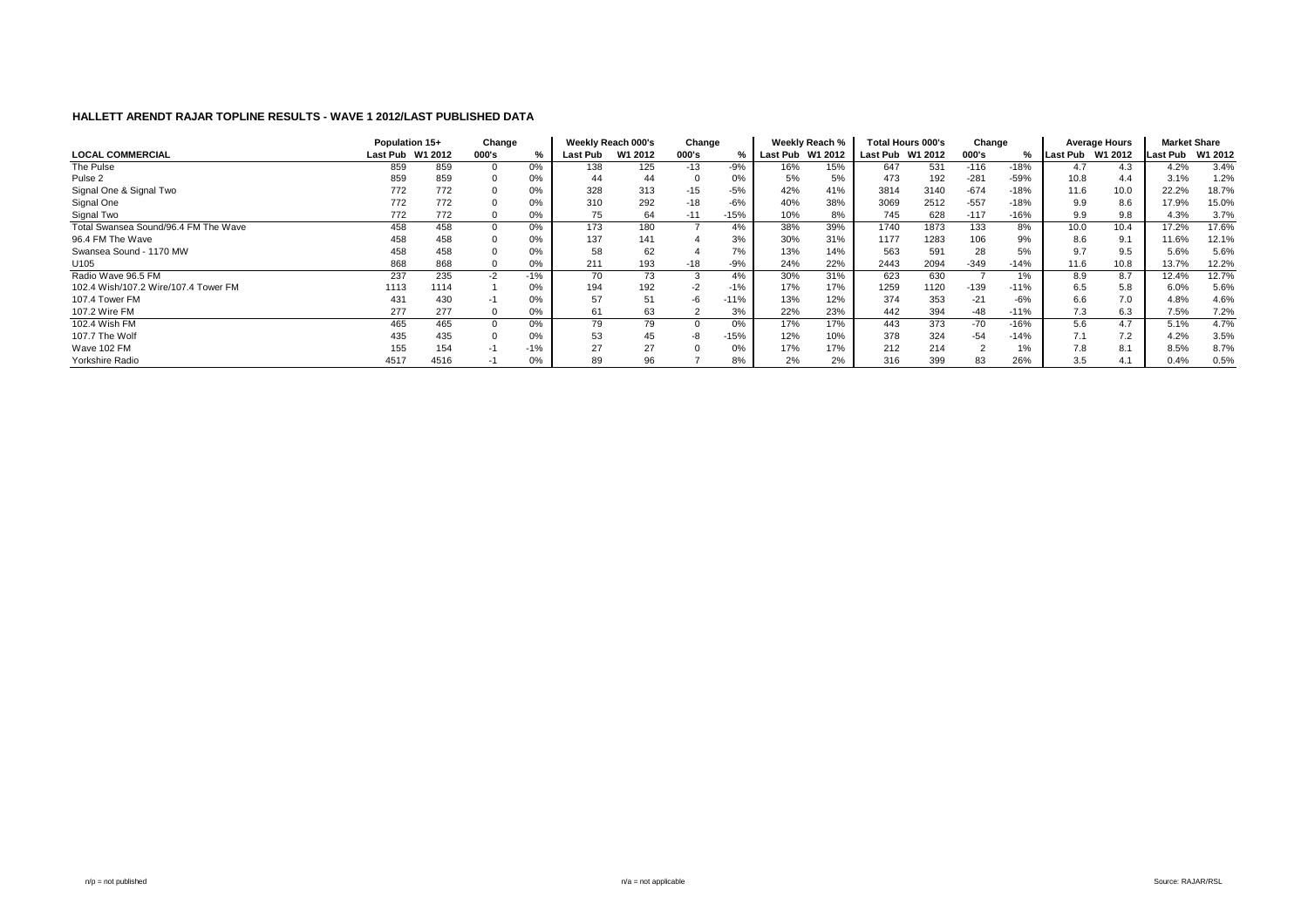## HALLETT ARENDT RAJAR TOPLINE RESULTS - WAVE 1 2012/LAST PUBLISHED DATA

| | Population 15+ | | Change | | Weekly Reach 000's | | Change | | Weekly Reach % | | Total Hours 000's | | Change | | Average Hours | | Market Share | |
|---|---|---|---|---|---|---|---|---|---|---|---|---|---|---|---|---|---|---|
| **LOCAL COMMERCIAL** | Last Pub | W1 2012 | 000's | % | Last Pub | W1 2012 | 000's | % | Last Pub | W1 2012 | Last Pub | W1 2012 | 000's | % | Last Pub | W1 2012 | Last Pub | W1 2012 |
| The Pulse | 859 | 859 | 0 | 0% | 138 | 125 | -13 | -9% | 16% | 15% | 647 | 531 | -116 | -18% | 4.7 | 4.3 | 4.2% | 3.4% |
| Pulse 2 | 859 | 859 | 0 | 0% | 44 | 44 | 0 | 0% | 5% | 5% | 473 | 192 | -281 | -59% | 10.8 | 4.4 | 3.1% | 1.2% |
| Signal One & Signal Two | 772 | 772 | 0 | 0% | 328 | 313 | -15 | -5% | 42% | 41% | 3814 | 3140 | -674 | -18% | 11.6 | 10.0 | 22.2% | 18.7% |
| Signal One | 772 | 772 | 0 | 0% | 310 | 292 | -18 | -6% | 40% | 38% | 3069 | 2512 | -557 | -18% | 9.9 | 8.6 | 17.9% | 15.0% |
| Signal Two | 772 | 772 | 0 | 0% | 75 | 64 | -11 | -15% | 10% | 8% | 745 | 628 | -117 | -16% | 9.9 | 9.8 | 4.3% | 3.7% |
| Total Swansea Sound/96.4 FM The Wave | 458 | 458 | 0 | 0% | 173 | 180 | 7 | 4% | 38% | 39% | 1740 | 1873 | 133 | 8% | 10.0 | 10.4 | 17.2% | 17.6% |
| 96.4 FM The Wave | 458 | 458 | 0 | 0% | 137 | 141 | 4 | 3% | 30% | 31% | 1177 | 1283 | 106 | 9% | 8.6 | 9.1 | 11.6% | 12.1% |
| Swansea Sound - 1170 MW | 458 | 458 | 0 | 0% | 58 | 62 | 4 | 7% | 13% | 14% | 563 | 591 | 28 | 5% | 9.7 | 9.5 | 5.6% | 5.6% |
| U105 | 868 | 868 | 0 | 0% | 211 | 193 | -18 | -9% | 24% | 22% | 2443 | 2094 | -349 | -14% | 11.6 | 10.8 | 13.7% | 12.2% |
| Radio Wave 96.5 FM | 237 | 235 | -2 | -1% | 70 | 73 | 3 | 4% | 30% | 31% | 623 | 630 | 7 | 1% | 8.9 | 8.7 | 12.4% | 12.7% |
| 102.4 Wish/107.2 Wire/107.4 Tower FM | 1113 | 1114 | 1 | 0% | 194 | 192 | -2 | -1% | 17% | 17% | 1259 | 1120 | -139 | -11% | 6.5 | 5.8 | 6.0% | 5.6% |
| 107.4 Tower FM | 431 | 430 | -1 | 0% | 57 | 51 | -6 | -11% | 13% | 12% | 374 | 353 | -21 | -6% | 6.6 | 7.0 | 4.8% | 4.6% |
| 107.2 Wire FM | 277 | 277 | 0 | 0% | 61 | 63 | 2 | 3% | 22% | 23% | 442 | 394 | -48 | -11% | 7.3 | 6.3 | 7.5% | 7.2% |
| 102.4 Wish FM | 465 | 465 | 0 | 0% | 79 | 79 | 0 | 0% | 17% | 17% | 443 | 373 | -70 | -16% | 5.6 | 4.7 | 5.1% | 4.7% |
| 107.7 The Wolf | 435 | 435 | 0 | 0% | 53 | 45 | -8 | -15% | 12% | 10% | 378 | 324 | -54 | -14% | 7.1 | 7.2 | 4.2% | 3.5% |
| Wave 102 FM | 155 | 154 | -1 | -1% | 27 | 27 | 0 | 0% | 17% | 17% | 212 | 214 | 2 | 1% | 7.8 | 8.1 | 8.5% | 8.7% |
| Yorkshire Radio | 4517 | 4516 | -1 | 0% | 89 | 96 | 7 | 8% | 2% | 2% | 316 | 399 | 83 | 26% | 3.5 | 4.1 | 0.4% | 0.5% |

n/p = not published　　　n/a = not applicable　　　Source: RAJAR/RSL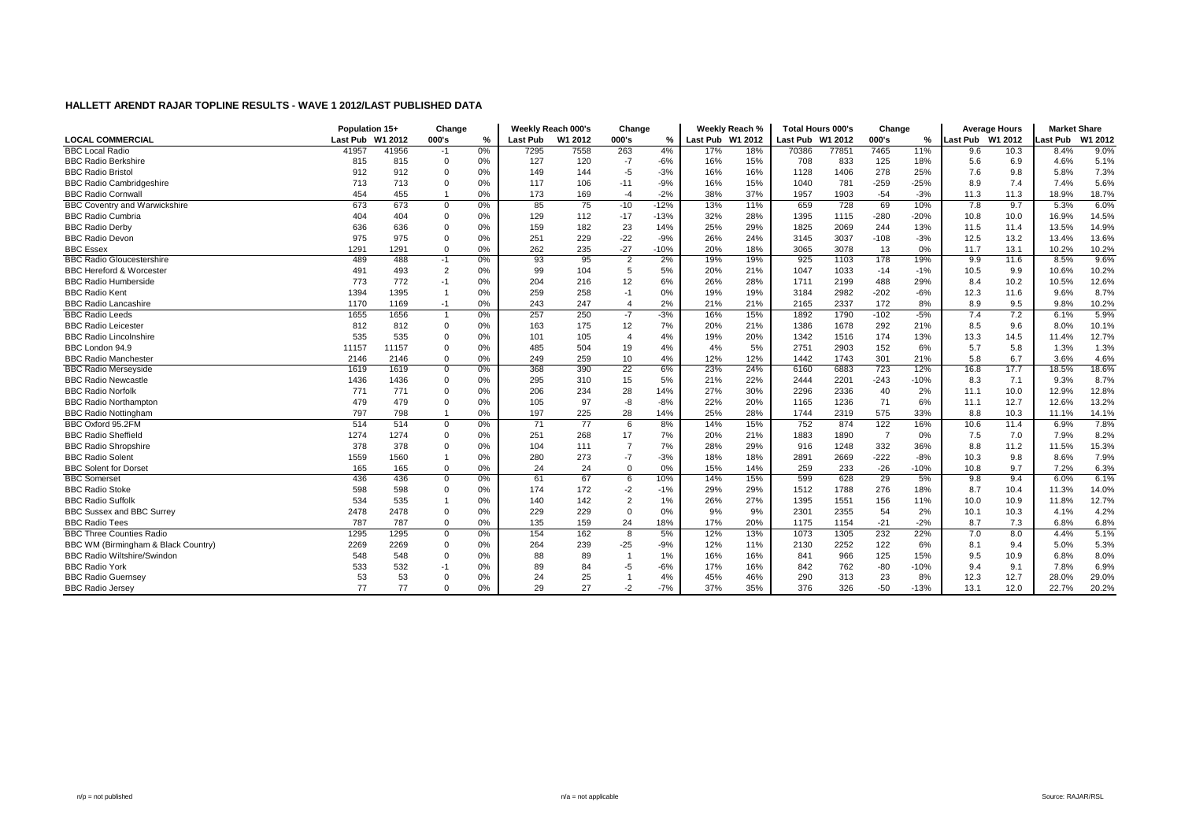# HALLETT ARENDT RAJAR TOPLINE RESULTS - WAVE 1 2012/LAST PUBLISHED DATA

| | Population 15+ | | Change | | Weekly Reach 000's | | Change | | Weekly Reach % | | Total Hours 000's | | Change | | Average Hours | | Market Share | |
|---|---|---|---|---|---|---|---|---|---|---|---|---|---|---|---|---|---|---|
| LOCAL COMMERCIAL | Last Pub | W1 2012 | 000's | % | Last Pub | W1 2012 | 000's | % | Last Pub | W1 2012 | Last Pub | W1 2012 | 000's | % | Last Pub | W1 2012 | Last Pub | W1 2012 |
| BBC Local Radio | 41957 | 41956 | -1 | 0% | 7295 | 7558 | 263 | 4% | 17% | 18% | 70386 | 77851 | 7465 | 11% | 9.6 | 10.3 | 8.4% | 9.0% |
| BBC Radio Berkshire | 815 | 815 | 0 | 0% | 127 | 120 | -7 | -6% | 16% | 15% | 708 | 833 | 125 | 18% | 5.6 | 6.9 | 4.6% | 5.1% |
| BBC Radio Bristol | 912 | 912 | 0 | 0% | 149 | 144 | -5 | -3% | 16% | 16% | 1128 | 1406 | 278 | 25% | 7.6 | 9.8 | 5.8% | 7.3% |
| BBC Radio Cambridgeshire | 713 | 713 | 0 | 0% | 117 | 106 | -11 | -9% | 16% | 15% | 1040 | 781 | -259 | -25% | 8.9 | 7.4 | 7.4% | 5.6% |
| BBC Radio Cornwall | 454 | 455 | 1 | 0% | 173 | 169 | -4 | -2% | 38% | 37% | 1957 | 1903 | -54 | -3% | 11.3 | 11.3 | 18.9% | 18.7% |
| BBC Coventry and Warwickshire | 673 | 673 | 0 | 0% | 85 | 75 | -10 | -12% | 13% | 11% | 659 | 728 | 69 | 10% | 7.8 | 9.7 | 5.3% | 6.0% |
| BBC Radio Cumbria | 404 | 404 | 0 | 0% | 129 | 112 | -17 | -13% | 32% | 28% | 1395 | 1115 | -280 | -20% | 10.8 | 10.0 | 16.9% | 14.5% |
| BBC Radio Derby | 636 | 636 | 0 | 0% | 159 | 182 | 23 | 14% | 25% | 29% | 1825 | 2069 | 244 | 13% | 11.5 | 11.4 | 13.5% | 14.9% |
| BBC Radio Devon | 975 | 975 | 0 | 0% | 251 | 229 | -22 | -9% | 26% | 24% | 3145 | 3037 | -108 | -3% | 12.5 | 13.2 | 13.4% | 13.6% |
| BBC Essex | 1291 | 1291 | 0 | 0% | 262 | 235 | -27 | -10% | 20% | 18% | 3065 | 3078 | 13 | 0% | 11.7 | 13.1 | 10.2% | 10.2% |
| BBC Radio Gloucestershire | 489 | 488 | -1 | 0% | 93 | 95 | 2 | 2% | 19% | 19% | 925 | 1103 | 178 | 19% | 9.9 | 11.6 | 8.5% | 9.6% |
| BBC Hereford & Worcester | 491 | 493 | 2 | 0% | 99 | 104 | 5 | 5% | 20% | 21% | 1047 | 1033 | -14 | -1% | 10.5 | 9.9 | 10.6% | 10.2% |
| BBC Radio Humberside | 773 | 772 | -1 | 0% | 204 | 216 | 12 | 6% | 26% | 28% | 1711 | 2199 | 488 | 29% | 8.4 | 10.2 | 10.5% | 12.6% |
| BBC Radio Kent | 1394 | 1395 | 1 | 0% | 259 | 258 | -1 | 0% | 19% | 19% | 3184 | 2982 | -202 | -6% | 12.3 | 11.6 | 9.6% | 8.7% |
| BBC Radio Lancashire | 1170 | 1169 | -1 | 0% | 243 | 247 | 4 | 2% | 21% | 21% | 2165 | 2337 | 172 | 8% | 8.9 | 9.5 | 9.8% | 10.2% |
| BBC Radio Leeds | 1655 | 1656 | 1 | 0% | 257 | 250 | -7 | -3% | 16% | 15% | 1892 | 1790 | -102 | -5% | 7.4 | 7.2 | 6.1% | 5.9% |
| BBC Radio Leicester | 812 | 812 | 0 | 0% | 163 | 175 | 12 | 7% | 20% | 21% | 1386 | 1678 | 292 | 21% | 8.5 | 9.6 | 8.0% | 10.1% |
| BBC Radio Lincolnshire | 535 | 535 | 0 | 0% | 101 | 105 | 4 | 4% | 19% | 20% | 1342 | 1516 | 174 | 13% | 13.3 | 14.5 | 11.4% | 12.7% |
| BBC London 94.9 | 11157 | 11157 | 0 | 0% | 485 | 504 | 19 | 4% | 4% | 5% | 2751 | 2903 | 152 | 6% | 5.7 | 5.8 | 1.3% | 1.3% |
| BBC Radio Manchester | 2146 | 2146 | 0 | 0% | 249 | 259 | 10 | 4% | 12% | 12% | 1442 | 1743 | 301 | 21% | 5.8 | 6.7 | 3.6% | 4.6% |
| BBC Radio Merseyside | 1619 | 1619 | 0 | 0% | 368 | 390 | 22 | 6% | 23% | 24% | 6160 | 6883 | 723 | 12% | 16.8 | 17.7 | 18.5% | 18.6% |
| BBC Radio Newcastle | 1436 | 1436 | 0 | 0% | 295 | 310 | 15 | 5% | 21% | 22% | 2444 | 2201 | -243 | -10% | 8.3 | 7.1 | 9.3% | 8.7% |
| BBC Radio Norfolk | 771 | 771 | 0 | 0% | 206 | 234 | 28 | 14% | 27% | 30% | 2296 | 2336 | 40 | 2% | 11.1 | 10.0 | 12.9% | 12.8% |
| BBC Radio Northampton | 479 | 479 | 0 | 0% | 105 | 97 | -8 | -8% | 22% | 20% | 1165 | 1236 | 71 | 6% | 11.1 | 12.7 | 12.6% | 13.2% |
| BBC Radio Nottingham | 797 | 798 | 1 | 0% | 197 | 225 | 28 | 14% | 25% | 28% | 1744 | 2319 | 575 | 33% | 8.8 | 10.3 | 11.1% | 14.1% |
| BBC Oxford 95.2FM | 514 | 514 | 0 | 0% | 71 | 77 | 6 | 8% | 14% | 15% | 752 | 874 | 122 | 16% | 10.6 | 11.4 | 6.9% | 7.8% |
| BBC Radio Sheffield | 1274 | 1274 | 0 | 0% | 251 | 268 | 17 | 7% | 20% | 21% | 1883 | 1890 | 7 | 0% | 7.5 | 7.0 | 7.9% | 8.2% |
| BBC Radio Shropshire | 378 | 378 | 0 | 0% | 104 | 111 | 7 | 7% | 28% | 29% | 916 | 1248 | 332 | 36% | 8.8 | 11.2 | 11.5% | 15.3% |
| BBC Radio Solent | 1559 | 1560 | 1 | 0% | 280 | 273 | -7 | -3% | 18% | 18% | 2891 | 2669 | -222 | -8% | 10.3 | 9.8 | 8.6% | 7.9% |
| BBC Solent for Dorset | 165 | 165 | 0 | 0% | 24 | 24 | 0 | 0% | 15% | 14% | 259 | 233 | -26 | -10% | 10.8 | 9.7 | 7.2% | 6.3% |
| BBC Somerset | 436 | 436 | 0 | 0% | 61 | 67 | 6 | 10% | 14% | 15% | 599 | 628 | 29 | 5% | 9.8 | 9.4 | 6.0% | 6.1% |
| BBC Radio Stoke | 598 | 598 | 0 | 0% | 174 | 172 | -2 | -1% | 29% | 29% | 1512 | 1788 | 276 | 18% | 8.7 | 10.4 | 11.3% | 14.0% |
| BBC Radio Suffolk | 534 | 535 | 1 | 0% | 140 | 142 | 2 | 1% | 26% | 27% | 1395 | 1551 | 156 | 11% | 10.0 | 10.9 | 11.8% | 12.7% |
| BBC Sussex and BBC Surrey | 2478 | 2478 | 0 | 0% | 229 | 229 | 0 | 0% | 9% | 9% | 2301 | 2355 | 54 | 2% | 10.1 | 10.3 | 4.1% | 4.2% |
| BBC Radio Tees | 787 | 787 | 0 | 0% | 135 | 159 | 24 | 18% | 17% | 20% | 1175 | 1154 | -21 | -2% | 8.7 | 7.3 | 6.8% | 6.8% |
| BBC Three Counties Radio | 1295 | 1295 | 0 | 0% | 154 | 162 | 8 | 5% | 12% | 13% | 1073 | 1305 | 232 | 22% | 7.0 | 8.0 | 4.4% | 5.1% |
| BBC WM (Birmingham & Black Country) | 2269 | 2269 | 0 | 0% | 264 | 239 | -25 | -9% | 12% | 11% | 2130 | 2252 | 122 | 6% | 8.1 | 9.4 | 5.0% | 5.3% |
| BBC Radio Wiltshire/Swindon | 548 | 548 | 0 | 0% | 88 | 89 | 1 | 1% | 16% | 16% | 841 | 966 | 125 | 15% | 9.5 | 10.9 | 6.8% | 8.0% |
| BBC Radio York | 533 | 532 | -1 | 0% | 89 | 84 | -5 | -6% | 17% | 16% | 842 | 762 | -80 | -10% | 9.4 | 9.1 | 7.8% | 6.9% |
| BBC Radio Guernsey | 53 | 53 | 0 | 0% | 24 | 25 | 1 | 4% | 45% | 46% | 290 | 313 | 23 | 8% | 12.3 | 12.7 | 28.0% | 29.0% |
| BBC Radio Jersey | 77 | 77 | 0 | 0% | 29 | 27 | -2 | -7% | 37% | 35% | 376 | 326 | -50 | -13% | 13.1 | 12.0 | 22.7% | 20.2% |

n/p = not published    n/a = not applicable    Source: RAJAR/RSL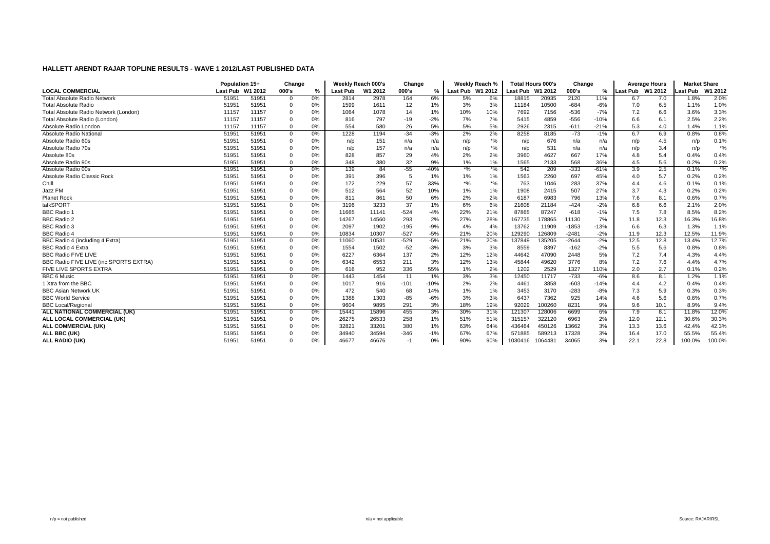# HALLETT ARENDT RAJAR TOPLINE RESULTS - WAVE 1 2012/LAST PUBLISHED DATA

| LOCAL COMMERCIAL | Population 15+ | | Change | | Weekly Reach 000's | | Change | | Weekly Reach % | | Total Hours 000's | | Change | | Average Hours | | Market Share | |
|---|---|---|---|---|---|---|---|---|---|---|---|---|---|---|---|---|---|---|
| | Last Pub | W1 2012 | 000's | % | Last Pub | W1 2012 | 000's | % | Last Pub | W1 2012 | Last Pub | W1 2012 | 000's | % | Last Pub | W1 2012 | Last Pub | W1 2012 |
| Total Absolute Radio Network | 51951 | 51951 | 0 | 0% | 2814 | 2978 | 164 | 6% | 5% | 6% | 18815 | 20935 | 2120 | 11% | 6.7 | 7.0 | 1.8% | 2.0% |
| Total Absolute Radio | 51951 | 51951 | 0 | 0% | 1599 | 1611 | 12 | 1% | 3% | 3% | 11184 | 10500 | -684 | -6% | 7.0 | 6.5 | 1.1% | 1.0% |
| Total Absolute Radio Network (London) | 11157 | 11157 | 0 | 0% | 1064 | 1078 | 14 | 1% | 10% | 10% | 7692 | 7156 | -536 | -7% | 7.2 | 6.6 | 3.6% | 3.3% |
| Total Absolute Radio (London) | 11157 | 11157 | 0 | 0% | 816 | 797 | -19 | -2% | 7% | 7% | 5415 | 4859 | -556 | -10% | 6.6 | 6.1 | 2.5% | 2.2% |
| Absolute Radio London | 11157 | 11157 | 0 | 0% | 554 | 580 | 26 | 5% | 5% | 5% | 2926 | 2315 | -611 | -21% | 5.3 | 4.0 | 1.4% | 1.1% |
| Absolute Radio National | 51951 | 51951 | 0 | 0% | 1228 | 1194 | -34 | -3% | 2% | 2% | 8258 | 8185 | -73 | -1% | 6.7 | 6.9 | 0.8% | 0.8% |
| Absolute Radio 60s | 51951 | 51951 | 0 | 0% | n/p | 151 | n/a | n/a | n/p | *% | n/p | 676 | n/a | n/a | n/p | 4.5 | n/p | 0.1% |
| Absolute Radio 70s | 51951 | 51951 | 0 | 0% | n/p | 157 | n/a | n/a | n/p | *% | n/p | 531 | n/a | n/a | n/p | 3.4 | n/p | *% |
| Absolute 80s | 51951 | 51951 | 0 | 0% | 828 | 857 | 29 | 4% | 2% | 2% | 3960 | 4627 | 667 | 17% | 4.8 | 5.4 | 0.4% | 0.4% |
| Absolute Radio 90s | 51951 | 51951 | 0 | 0% | 348 | 380 | 32 | 9% | 1% | 1% | 1565 | 2133 | 568 | 36% | 4.5 | 5.6 | 0.2% | 0.2% |
| Absolute Radio 00s | 51951 | 51951 | 0 | 0% | 139 | 84 | -55 | -40% | *% | *% | 542 | 209 | -333 | -61% | 3.9 | 2.5 | 0.1% | *% |
| Absolute Radio Classic Rock | 51951 | 51951 | 0 | 0% | 391 | 396 | 5 | 1% | 1% | 1% | 1563 | 2260 | 697 | 45% | 4.0 | 5.7 | 0.2% | 0.2% |
| Chill | 51951 | 51951 | 0 | 0% | 172 | 229 | 57 | 33% | *% | *% | 763 | 1046 | 283 | 37% | 4.4 | 4.6 | 0.1% | 0.1% |
| Jazz FM | 51951 | 51951 | 0 | 0% | 512 | 564 | 52 | 10% | 1% | 1% | 1908 | 2415 | 507 | 27% | 3.7 | 4.3 | 0.2% | 0.2% |
| Planet Rock | 51951 | 51951 | 0 | 0% | 811 | 861 | 50 | 6% | 2% | 2% | 6187 | 6983 | 796 | 13% | 7.6 | 8.1 | 0.6% | 0.7% |
| talkSPORT | 51951 | 51951 | 0 | 0% | 3196 | 3233 | 37 | 1% | 6% | 6% | 21608 | 21184 | -424 | -2% | 6.8 | 6.6 | 2.1% | 2.0% |
| BBC Radio 1 | 51951 | 51951 | 0 | 0% | 11665 | 11141 | -524 | -4% | 22% | 21% | 87865 | 87247 | -618 | -1% | 7.5 | 7.8 | 8.5% | 8.2% |
| BBC Radio 2 | 51951 | 51951 | 0 | 0% | 14267 | 14560 | 293 | 2% | 27% | 28% | 167735 | 178865 | 11130 | 7% | 11.8 | 12.3 | 16.3% | 16.8% |
| BBC Radio 3 | 51951 | 51951 | 0 | 0% | 2097 | 1902 | -195 | -9% | 4% | 4% | 13762 | 11909 | -1853 | -13% | 6.6 | 6.3 | 1.3% | 1.1% |
| BBC Radio 4 | 51951 | 51951 | 0 | 0% | 10834 | 10307 | -527 | -5% | 21% | 20% | 129290 | 126809 | -2481 | -2% | 11.9 | 12.3 | 12.5% | 11.9% |
| BBC Radio 4 (including 4 Extra) | 51951 | 51951 | 0 | 0% | 11060 | 10531 | -529 | -5% | 21% | 20% | 137849 | 135205 | -2644 | -2% | 12.5 | 12.8 | 13.4% | 12.7% |
| BBC Radio 4 Extra | 51951 | 51951 | 0 | 0% | 1554 | 1502 | -52 | -3% | 3% | 3% | 8559 | 8397 | -162 | -2% | 5.5 | 5.6 | 0.8% | 0.8% |
| BBC Radio FIVE LIVE | 51951 | 51951 | 0 | 0% | 6227 | 6364 | 137 | 2% | 12% | 12% | 44642 | 47090 | 2448 | 5% | 7.2 | 7.4 | 4.3% | 4.4% |
| BBC Radio FIVE LIVE (inc SPORTS EXTRA) | 51951 | 51951 | 0 | 0% | 6342 | 6553 | 211 | 3% | 12% | 13% | 45844 | 49620 | 3776 | 8% | 7.2 | 7.6 | 4.4% | 4.7% |
| FIVE LIVE SPORTS EXTRA | 51951 | 51951 | 0 | 0% | 616 | 952 | 336 | 55% | 1% | 2% | 1202 | 2529 | 1327 | 110% | 2.0 | 2.7 | 0.1% | 0.2% |
| BBC 6 Music | 51951 | 51951 | 0 | 0% | 1443 | 1454 | 11 | 1% | 3% | 3% | 12450 | 11717 | -733 | -6% | 8.6 | 8.1 | 1.2% | 1.1% |
| 1 Xtra from the BBC | 51951 | 51951 | 0 | 0% | 1017 | 916 | -101 | -10% | 2% | 2% | 4461 | 3858 | -603 | -14% | 4.4 | 4.2 | 0.4% | 0.4% |
| BBC Asian Network UK | 51951 | 51951 | 0 | 0% | 472 | 540 | 68 | 14% | 1% | 1% | 3453 | 3170 | -283 | -8% | 7.3 | 5.9 | 0.3% | 0.3% |
| BBC World Service | 51951 | 51951 | 0 | 0% | 1388 | 1303 | -85 | -6% | 3% | 3% | 6437 | 7362 | 925 | 14% | 4.6 | 5.6 | 0.6% | 0.7% |
| BBC Local/Regional | 51951 | 51951 | 0 | 0% | 9604 | 9895 | 291 | 3% | 18% | 19% | 92029 | 100260 | 8231 | 9% | 9.6 | 10.1 | 8.9% | 9.4% |
| **ALL NATIONAL COMMERCIAL (UK)** | 51951 | 51951 | 0 | 0% | 15441 | 15896 | 455 | 3% | 30% | 31% | 121307 | 128006 | 6699 | 6% | 7.9 | 8.1 | 11.8% | 12.0% |
| **ALL LOCAL COMMERCIAL (UK)** | 51951 | 51951 | 0 | 0% | 26275 | 26533 | 258 | 1% | 51% | 51% | 315157 | 322120 | 6963 | 2% | 12.0 | 12.1 | 30.6% | 30.3% |
| **ALL COMMERCIAL (UK)** | 51951 | 51951 | 0 | 0% | 32821 | 33201 | 380 | 1% | 63% | 64% | 436464 | 450126 | 13662 | 3% | 13.3 | 13.6 | 42.4% | 42.3% |
| **ALL BBC (UK)** | 51951 | 51951 | 0 | 0% | 34940 | 34594 | -346 | -1% | 67% | 67% | 571885 | 589213 | 17328 | 3% | 16.4 | 17.0 | 55.5% | 55.4% |
| **ALL RADIO (UK)** | 51951 | 51951 | 0 | 0% | 46677 | 46676 | -1 | 0% | 90% | 90% | 1030416 | 1064481 | 34065 | 3% | 22.1 | 22.8 | 100.0% | 100.0% |

n/p = not published

n/a = not applicable

Source: RAJAR/RSL